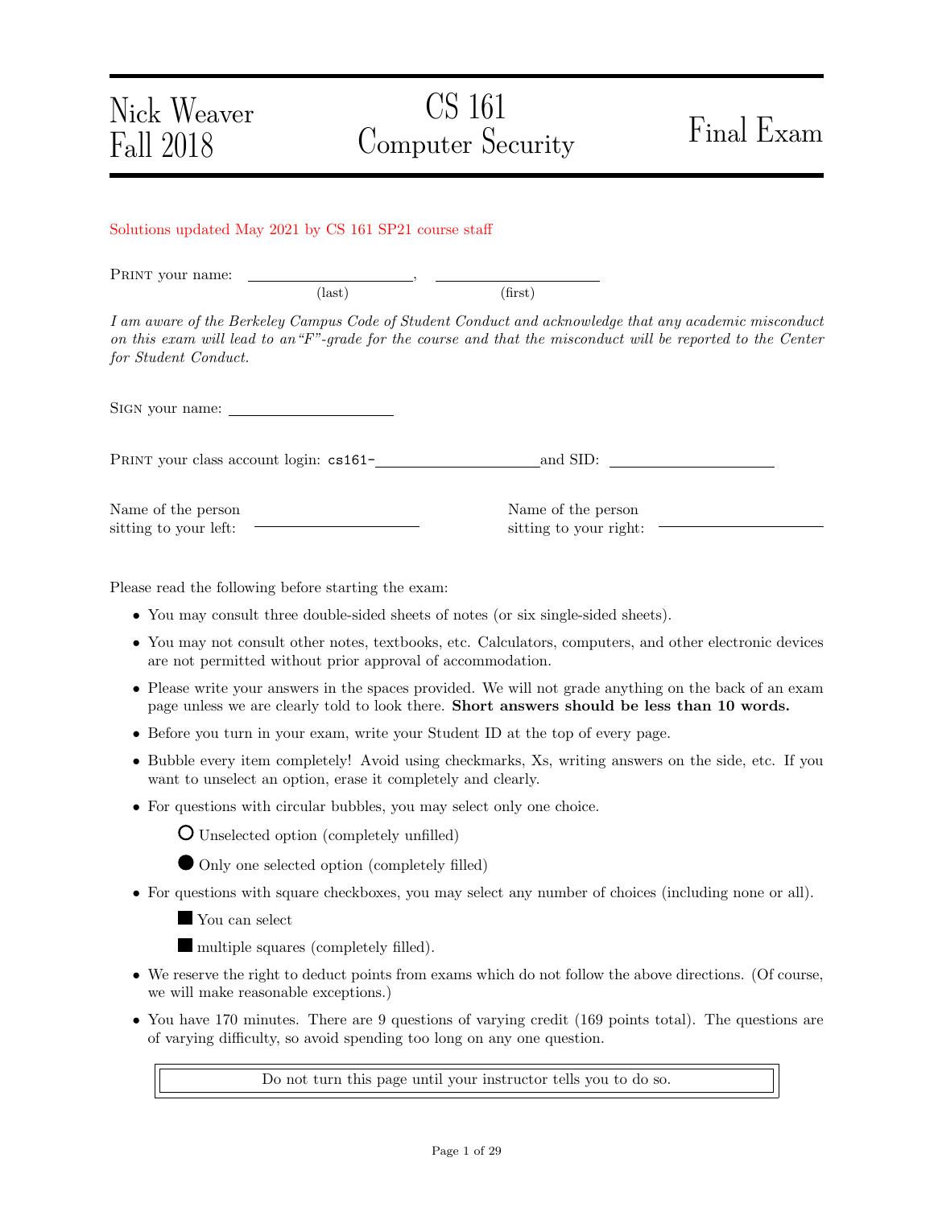Nick Weaver
Fall 2018

# CS 161 Computer Security

# Final Exam

Solutions updated May 2021 by CS 161 SP21 course staff

PRINT your name: ____________________, ____________________
(last) (first)

*I am aware of the Berkeley Campus Code of Student Conduct and acknowledge that any academic misconduct on this exam will lead to an "F"-grade for the course and that the misconduct will be reported to the Center for Student Conduct.*

SIGN your name: ____________________

PRINT your class account login: cs161-____________________ and SID: ____________________

Name of the person sitting to your left: ____________________

Name of the person sitting to your right: ____________________

Please read the following before starting the exam:

- You may consult three double-sided sheets of notes (or six single-sided sheets).
- You may not consult other notes, textbooks, etc. Calculators, computers, and other electronic devices are not permitted without prior approval of accommodation.
- Please write your answers in the spaces provided. We will not grade anything on the back of an exam page unless we are clearly told to look there. **Short answers should be less than 10 words.**
- Before you turn in your exam, write your Student ID at the top of every page.
- Bubble every item completely! Avoid using checkmarks, Xs, writing answers on the side, etc. If you want to unselect an option, erase it completely and clearly.
- For questions with circular bubbles, you may select only one choice.
  - ○ Unselected option (completely unfilled)
  - ● Only one selected option (completely filled)
- For questions with square checkboxes, you may select any number of choices (including none or all).
  - ■ You can select
  - ■ multiple squares (completely filled).
- We reserve the right to deduct points from exams which do not follow the above directions. (Of course, we will make reasonable exceptions.)
- You have 170 minutes. There are 9 questions of varying credit (169 points total). The questions are of varying difficulty, so avoid spending too long on any one question.

Do not turn this page until your instructor tells you to do so.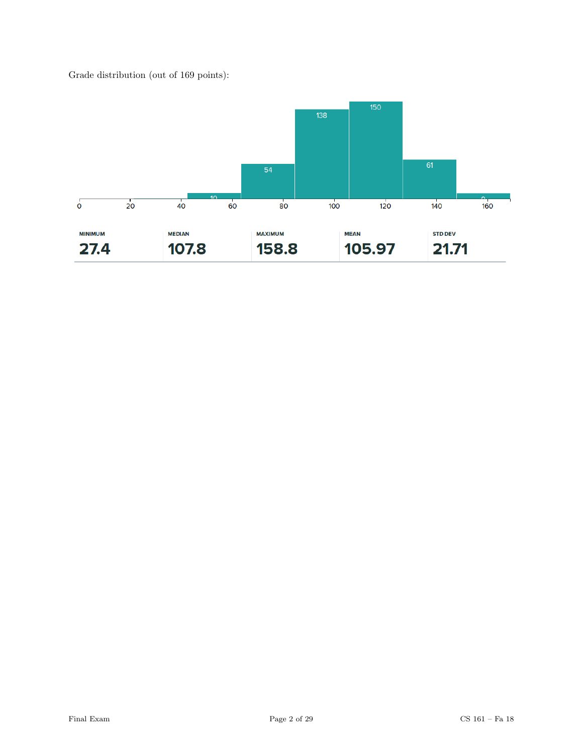Grade distribution (out of 169 points):

| MINIMUM | MEDIAN | MAXIMUM | MEAN | STD DEV |
|---|---|---|---|---|
| 27.4 | 107.8 | 158.8 | 105.97 | 21.71 |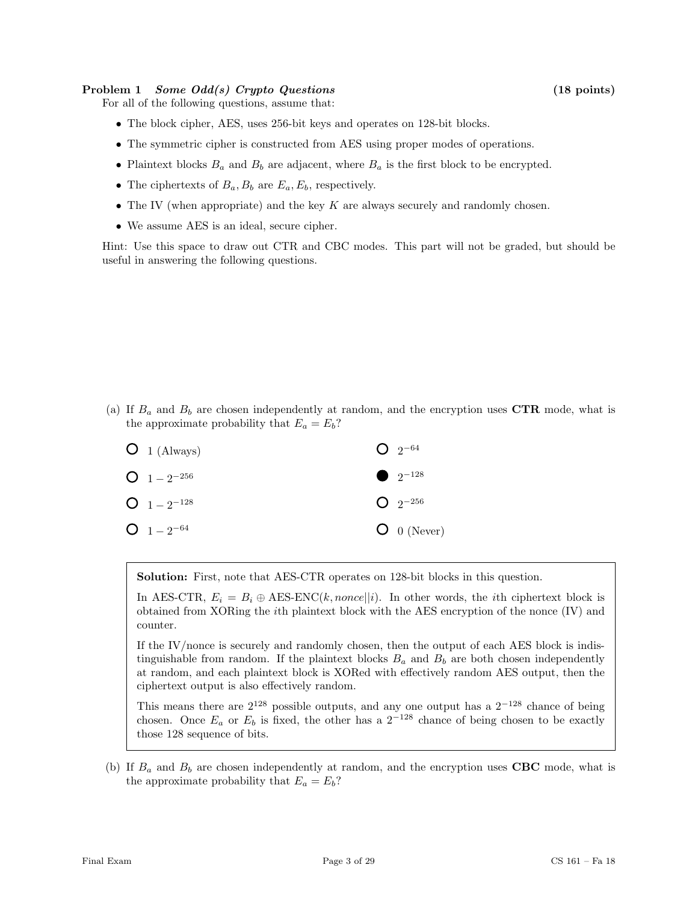**Problem 1** ***Some Odd(s) Crypto Questions*** **(18 points)**

For all of the following questions, assume that:

- The block cipher, AES, uses 256-bit keys and operates on 128-bit blocks.
- The symmetric cipher is constructed from AES using proper modes of operations.
- Plaintext blocks $B_a$ and $B_b$ are adjacent, where $B_a$ is the first block to be encrypted.
- The ciphertexts of $B_a, B_b$ are $E_a, E_b$, respectively.
- The IV (when appropriate) and the key $K$ are always securely and randomly chosen.
- We assume AES is an ideal, secure cipher.

Hint: Use this space to draw out CTR and CBC modes. This part will not be graded, but should be useful in answering the following questions.

(a) If $B_a$ and $B_b$ are chosen independently at random, and the encryption uses **CTR** mode, what is the approximate probability that $E_a = E_b$?

- ○ 1 (Always)
- ○ $1 - 2^{-256}$
- ○ $1 - 2^{-128}$
- ○ $1 - 2^{-64}$
- ○ $2^{-64}$
- ● $2^{-128}$
- ○ $2^{-256}$
- ○ 0 (Never)

> **Solution:** First, note that AES-CTR operates on 128-bit blocks in this question.
>
> In AES-CTR, $E_i = B_i \oplus \text{AES-ENC}(k, nonce||i)$. In other words, the $i$th ciphertext block is obtained from XORing the $i$th plaintext block with the AES encryption of the nonce (IV) and counter.
>
> If the IV/nonce is securely and randomly chosen, then the output of each AES block is indistinguishable from random. If the plaintext blocks $B_a$ and $B_b$ are both chosen independently at random, and each plaintext block is XORed with effectively random AES output, then the ciphertext output is also effectively random.
>
> This means there are $2^{128}$ possible outputs, and any one output has a $2^{-128}$ chance of being chosen. Once $E_a$ or $E_b$ is fixed, the other has a $2^{-128}$ chance of being chosen to be exactly those 128 sequence of bits.

(b) If $B_a$ and $B_b$ are chosen independently at random, and the encryption uses **CBC** mode, what is the approximate probability that $E_a = E_b$?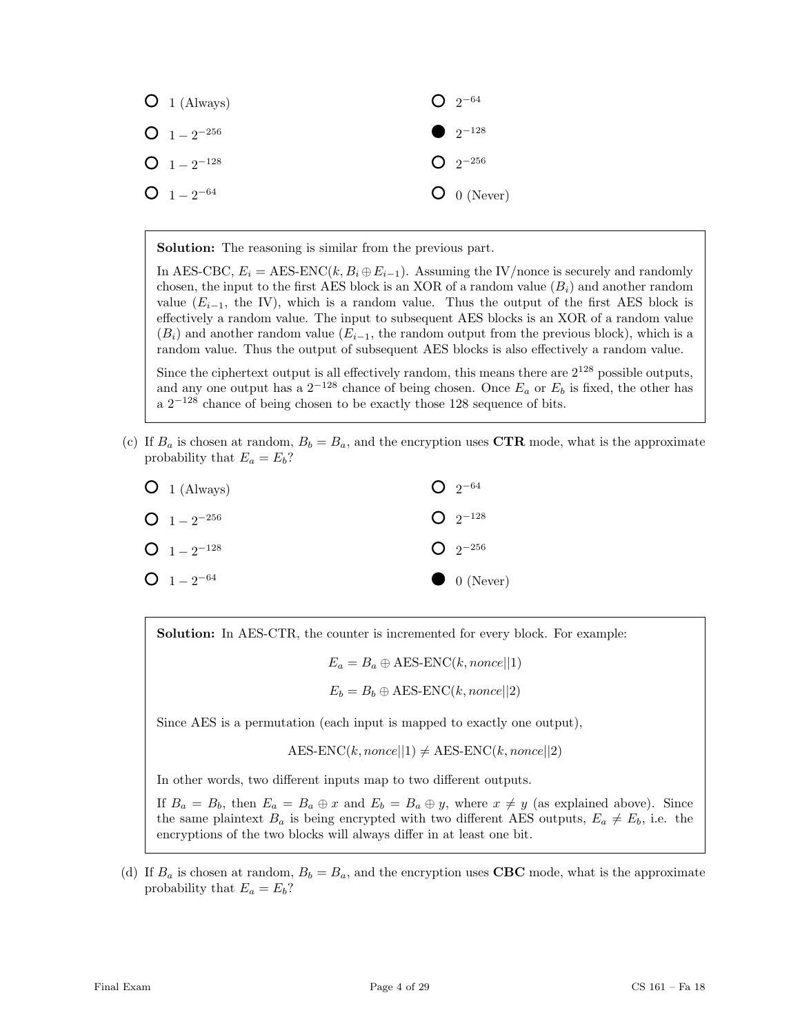- ○ 1 (Always)
- ○ $1 - 2^{-256}$
- ○ $1 - 2^{-128}$
- ○ $1 - 2^{-64}$
- ○ $2^{-64}$
- ● $2^{-128}$
- ○ $2^{-256}$
- ○ 0 (Never)

> **Solution:** The reasoning is similar from the previous part.
>
> In AES-CBC, $E_i = \text{AES-ENC}(k, B_i \oplus E_{i-1})$. Assuming the IV/nonce is securely and randomly chosen, the input to the first AES block is an XOR of a random value ($B_i$) and another random value ($E_{i-1}$, the IV), which is a random value. Thus the output of the first AES block is effectively a random value. The input to subsequent AES blocks is an XOR of a random value ($B_i$) and another random value ($E_{i-1}$, the random output from the previous block), which is a random value. Thus the output of subsequent AES blocks is also effectively a random value.
>
> Since the ciphertext output is all effectively random, this means there are $2^{128}$ possible outputs, and any one output has a $2^{-128}$ chance of being chosen. Once $E_a$ or $E_b$ is fixed, the other has a $2^{-128}$ chance of being chosen to be exactly those 128 sequence of bits.

(c) If $B_a$ is chosen at random, $B_b = B_a$, and the encryption uses **CTR** mode, what is the approximate probability that $E_a = E_b$?

- ○ 1 (Always)
- ○ $1 - 2^{-256}$
- ○ $1 - 2^{-128}$
- ○ $1 - 2^{-64}$
- ○ $2^{-64}$
- ○ $2^{-128}$
- ○ $2^{-256}$
- ● 0 (Never)

> **Solution:** In AES-CTR, the counter is incremented for every block. For example:
>
> $$E_a = B_a \oplus \text{AES-ENC}(k, nonce||1)$$
>
> $$E_b = B_b \oplus \text{AES-ENC}(k, nonce||2)$$
>
> Since AES is a permutation (each input is mapped to exactly one output),
>
> $$\text{AES-ENC}(k, nonce||1) \neq \text{AES-ENC}(k, nonce||2)$$
>
> In other words, two different inputs map to two different outputs.
>
> If $B_a = B_b$, then $E_a = B_a \oplus x$ and $E_b = B_a \oplus y$, where $x \neq y$ (as explained above). Since the same plaintext $B_a$ is being encrypted with two different AES outputs, $E_a \neq E_b$, i.e. the encryptions of the two blocks will always differ in at least one bit.

(d) If $B_a$ is chosen at random, $B_b = B_a$, and the encryption uses **CBC** mode, what is the approximate probability that $E_a = E_b$?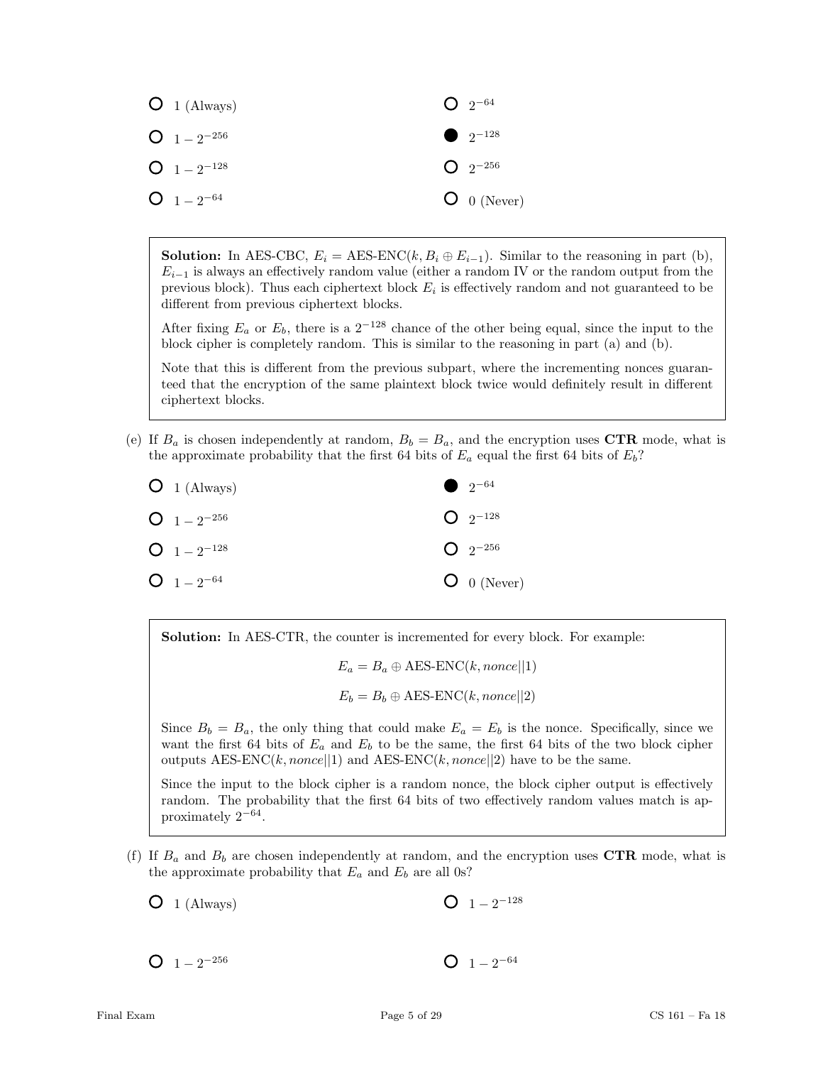- ○ 1 (Always)
- ○ $1 - 2^{-256}$
- ○ $1 - 2^{-128}$
- ○ $1 - 2^{-64}$
- ○ $2^{-64}$
- ● $2^{-128}$
- ○ $2^{-256}$
- ○ 0 (Never)

> **Solution:** In AES-CBC, $E_i = \text{AES-ENC}(k, B_i \oplus E_{i-1})$. Similar to the reasoning in part (b), $E_{i-1}$ is always an effectively random value (either a random IV or the random output from the previous block). Thus each ciphertext block $E_i$ is effectively random and not guaranteed to be different from previous ciphertext blocks.
>
> After fixing $E_a$ or $E_b$, there is a $2^{-128}$ chance of the other being equal, since the input to the block cipher is completely random. This is similar to the reasoning in part (a) and (b).
>
> Note that this is different from the previous subpart, where the incrementing nonces guaranteed that the encryption of the same plaintext block twice would definitely result in different ciphertext blocks.

(e) If $B_a$ is chosen independently at random, $B_b = B_a$, and the encryption uses **CTR** mode, what is the approximate probability that the first 64 bits of $E_a$ equal the first 64 bits of $E_b$?

- ○ 1 (Always)
- ○ $1 - 2^{-256}$
- ○ $1 - 2^{-128}$
- ○ $1 - 2^{-64}$
- ● $2^{-64}$
- ○ $2^{-128}$
- ○ $2^{-256}$
- ○ 0 (Never)

> **Solution:** In AES-CTR, the counter is incremented for every block. For example:
>
> $$E_a = B_a \oplus \text{AES-ENC}(k, nonce||1)$$
>
> $$E_b = B_b \oplus \text{AES-ENC}(k, nonce||2)$$
>
> Since $B_b = B_a$, the only thing that could make $E_a = E_b$ is the nonce. Specifically, since we want the first 64 bits of $E_a$ and $E_b$ to be the same, the first 64 bits of the two block cipher outputs $\text{AES-ENC}(k, nonce||1)$ and $\text{AES-ENC}(k, nonce||2)$ have to be the same.
>
> Since the input to the block cipher is a random nonce, the block cipher output is effectively random. The probability that the first 64 bits of two effectively random values match is approximately $2^{-64}$.

(f) If $B_a$ and $B_b$ are chosen independently at random, and the encryption uses **CTR** mode, what is the approximate probability that $E_a$ and $E_b$ are all 0s?

- ○ 1 (Always)
- ○ $1 - 2^{-128}$
- ○ $1 - 2^{-256}$
- ○ $1 - 2^{-64}$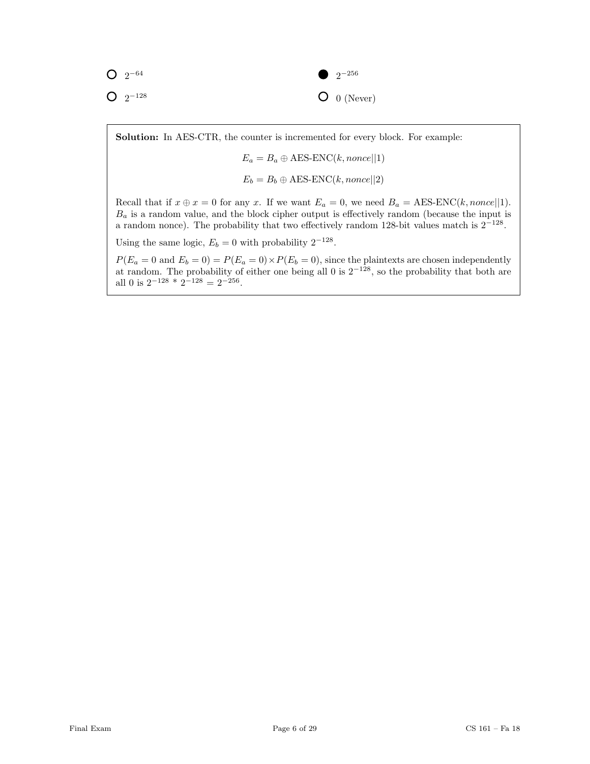- ○ $2^{-64}$
- ● $2^{-256}$
- ○ $2^{-128}$
- ○ 0 (Never)

**Solution:** In AES-CTR, the counter is incremented for every block. For example:

$$E_a = B_a \oplus \text{AES-ENC}(k, nonce||1)$$

$$E_b = B_b \oplus \text{AES-ENC}(k, nonce||2)$$

Recall that if $x \oplus x = 0$ for any $x$. If we want $E_a = 0$, we need $B_a = \text{AES-ENC}(k, nonce||1)$. $B_a$ is a random value, and the block cipher output is effectively random (because the input is a random nonce). The probability that two effectively random 128-bit values match is $2^{-128}$.

Using the same logic, $E_b = 0$ with probability $2^{-128}$.

$P(E_a = 0 \text{ and } E_b = 0) = P(E_a = 0) \times P(E_b = 0)$, since the plaintexts are chosen independently at random. The probability of either one being all 0 is $2^{-128}$, so the probability that both are all 0 is $2^{-128} * 2^{-128} = 2^{-256}$.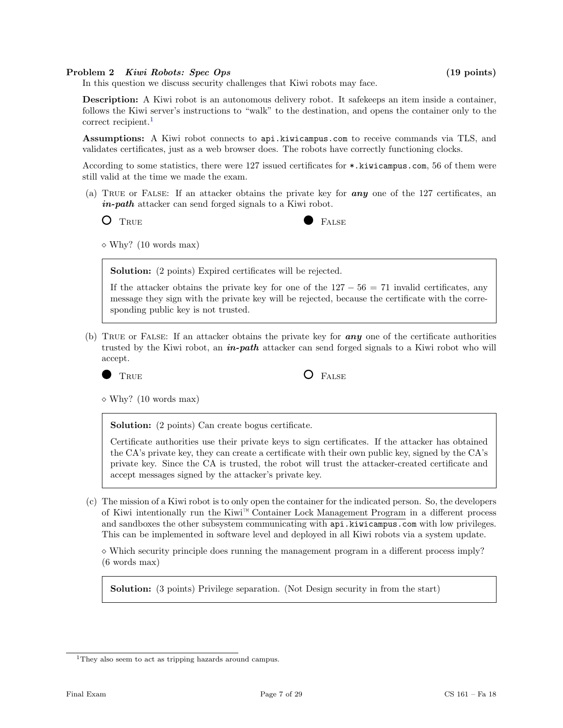**Problem 2** ***Kiwi Robots: Spec Ops*** **(19 points)**

In this question we discuss security challenges that Kiwi robots may face.

**Description:** A Kiwi robot is an autonomous delivery robot. It safekeeps an item inside a container, follows the Kiwi server's instructions to "walk" to the destination, and opens the container only to the correct recipient.[1]

**Assumptions:** A Kiwi robot connects to `api.kiwicampus.com` to receive commands via TLS, and validates certificates, just as a web browser does. The robots have correctly functioning clocks.

According to some statistics, there were 127 issued certificates for `*.kiwicampus.com`, 56 of them were still valid at the time we made the exam.

(a) TRUE or FALSE: If an attacker obtains the private key for ***any*** one of the 127 certificates, an ***in-path*** attacker can send forged signals to a Kiwi robot.

○ TRUE ● FALSE

◇ Why? (10 words max)

> **Solution:** (2 points) Expired certificates will be rejected.
>
> If the attacker obtains the private key for one of the $127 - 56 = 71$ invalid certificates, any message they sign with the private key will be rejected, because the certificate with the corresponding public key is not trusted.

(b) TRUE or FALSE: If an attacker obtains the private key for ***any*** one of the certificate authorities trusted by the Kiwi robot, an ***in-path*** attacker can send forged signals to a Kiwi robot who will accept.

● TRUE ○ FALSE

◇ Why? (10 words max)

> **Solution:** (2 points) Can create bogus certificate.
>
> Certificate authorities use their private keys to sign certificates. If the attacker has obtained the CA's private key, they can create a certificate with their own public key, signed by the CA's private key. Since the CA is trusted, the robot will trust the attacker-created certificate and accept messages signed by the attacker's private key.

(c) The mission of a Kiwi robot is to only open the container for the indicated person. So, the developers of Kiwi intentionally run the Kiwi™ Container Lock Management Program in a different process and sandboxes the other subsystem communicating with `api.kiwicampus.com` with low privileges. This can be implemented in software level and deployed in all Kiwi robots via a system update.

◇ Which security principle does running the management program in a different process imply? (6 words max)

> **Solution:** (3 points) Privilege separation. (Not Design security in from the start)

[1] They also seem to act as tripping hazards around campus.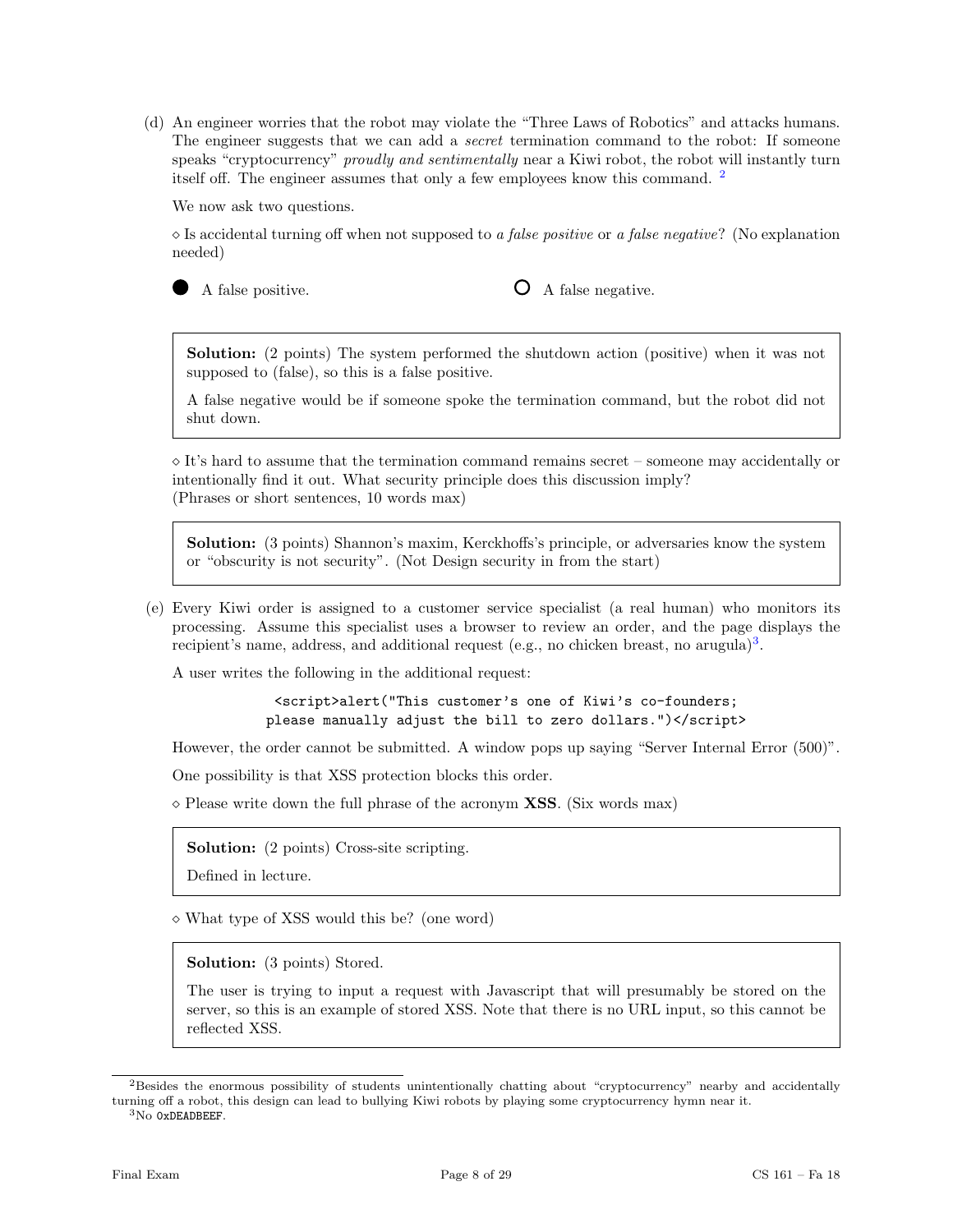(d) An engineer worries that the robot may violate the "Three Laws of Robotics" and attacks humans. The engineer suggests that we can add a *secret* termination command to the robot: If someone speaks "cryptocurrency" *proudly and sentimentally* near a Kiwi robot, the robot will instantly turn itself off. The engineer assumes that only a few employees know this command. [2]

We now ask two questions.

◇ Is accidental turning off when not supposed to *a false positive* or *a false negative*? (No explanation needed)

● A false positive. ○ A false negative.

> **Solution:** (2 points) The system performed the shutdown action (positive) when it was not supposed to (false), so this is a false positive.
>
> A false negative would be if someone spoke the termination command, but the robot did not shut down.

◇ It's hard to assume that the termination command remains secret – someone may accidentally or intentionally find it out. What security principle does this discussion imply?
(Phrases or short sentences, 10 words max)

> **Solution:** (3 points) Shannon's maxim, Kerckhoffs's principle, or adversaries know the system or "obscurity is not security". (Not Design security in from the start)

(e) Every Kiwi order is assigned to a customer service specialist (a real human) who monitors its processing. Assume this specialist uses a browser to review an order, and the page displays the recipient's name, address, and additional request (e.g., no chicken breast, no arugula)[3].

A user writes the following in the additional request:

```
<script>alert("This customer's one of Kiwi's co-founders;
please manually adjust the bill to zero dollars.")</script>
```

However, the order cannot be submitted. A window pops up saying "Server Internal Error (500)".

One possibility is that XSS protection blocks this order.

◇ Please write down the full phrase of the acronym **XSS**. (Six words max)

> **Solution:** (2 points) Cross-site scripting.
>
> Defined in lecture.

◇ What type of XSS would this be? (one word)

> **Solution:** (3 points) Stored.
>
> The user is trying to input a request with Javascript that will presumably be stored on the server, so this is an example of stored XSS. Note that there is no URL input, so this cannot be reflected XSS.

---

[2] Besides the enormous possibility of students unintentionally chatting about "cryptocurrency" nearby and accidentally turning off a robot, this design can lead to bullying Kiwi robots by playing some cryptocurrency hymn near it.

[3] No `0xDEADBEEF`.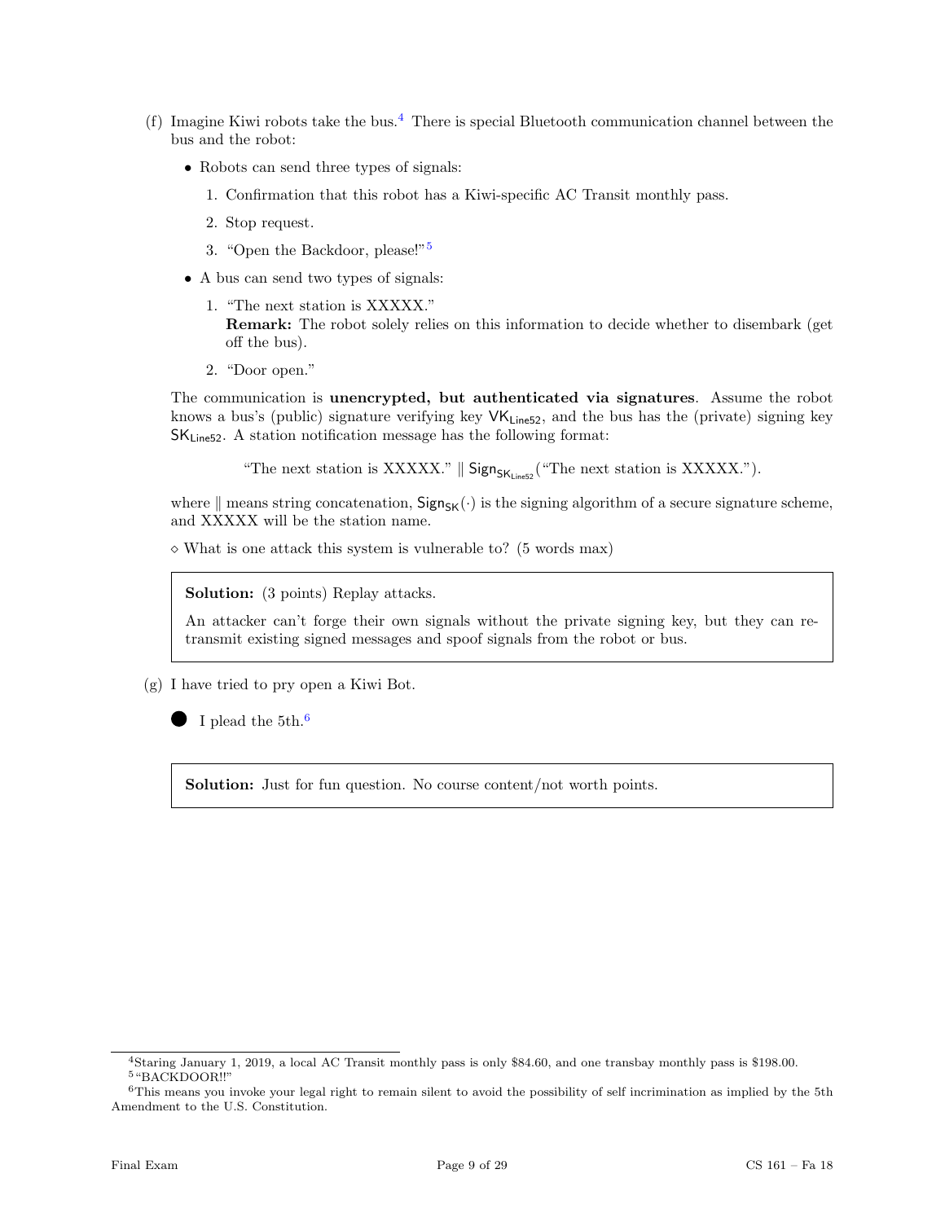(f) Imagine Kiwi robots take the bus.[4] There is special Bluetooth communication channel between the bus and the robot:

- Robots can send three types of signals:
  1. Confirmation that this robot has a Kiwi-specific AC Transit monthly pass.
  2. Stop request.
  3. "Open the Backdoor, please!"[5]
- A bus can send two types of signals:
  1. "The next station is XXXXX."
     **Remark:** The robot solely relies on this information to decide whether to disembark (get off the bus).
  2. "Door open."

The communication is **unencrypted, but authenticated via signatures**. Assume the robot knows a bus's (public) signature verifying key $\mathsf{VK}_{\mathsf{Line52}}$, and the bus has the (private) signing key $\mathsf{SK}_{\mathsf{Line52}}$. A station notification message has the following format:

$$\text{"The next station is XXXXX."} \parallel \mathsf{Sign}_{\mathsf{SK}_{\mathsf{Line52}}}(\text{"The next station is XXXXX."}).$$

where $\parallel$ means string concatenation, $\mathsf{Sign}_{\mathsf{SK}}(\cdot)$ is the signing algorithm of a secure signature scheme, and XXXXX will be the station name.

◇ What is one attack this system is vulnerable to? (5 words max)

> **Solution:** (3 points) Replay attacks.
>
> An attacker can't forge their own signals without the private signing key, but they can retransmit existing signed messages and spoof signals from the robot or bus.

(g) I have tried to pry open a Kiwi Bot.

● I plead the 5th.[6]

> **Solution:** Just for fun question. No course content/not worth points.

---

[4] Staring January 1, 2019, a local AC Transit monthly pass is only $84.60, and one transbay monthly pass is $198.00.

[5] "BACKDOOR!!"

[6] This means you invoke your legal right to remain silent to avoid the possibility of self incrimination as implied by the 5th Amendment to the U.S. Constitution.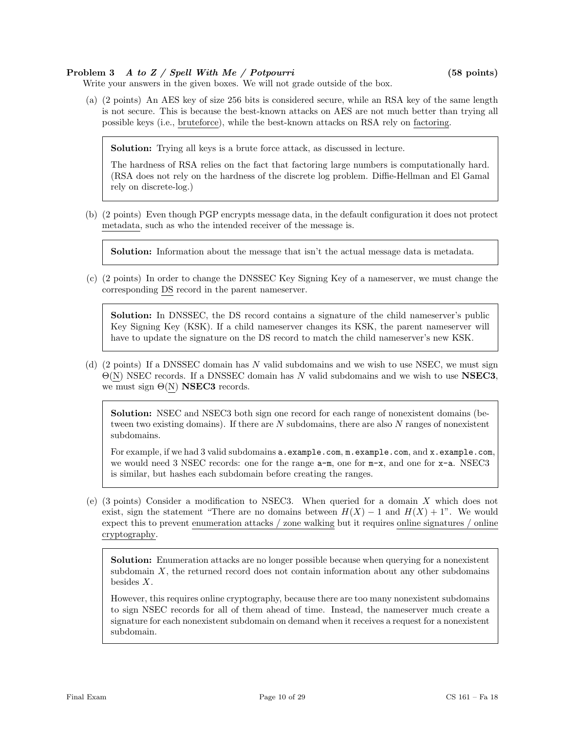**Problem 3** ***A to Z / Spell With Me / Potpourri*** **(58 points)**

Write your answers in the given boxes. We will not grade outside of the box.

(a) (2 points) An AES key of size 256 bits is considered secure, while an RSA key of the same length is not secure. This is because the best-known attacks on AES are not much better than trying all possible keys (i.e., <u>bruteforce</u>), while the best-known attacks on RSA rely on <u>factoring</u>.

> **Solution:** Trying all keys is a brute force attack, as discussed in lecture.
>
> The hardness of RSA relies on the fact that factoring large numbers is computationally hard. (RSA does not rely on the hardness of the discrete log problem. Diffie-Hellman and El Gamal rely on discrete-log.)

(b) (2 points) Even though PGP encrypts message data, in the default configuration it does not protect <u>metadata</u>, such as who the intended receiver of the message is.

> **Solution:** Information about the message that isn't the actual message data is metadata.

(c) (2 points) In order to change the DNSSEC Key Signing Key of a nameserver, we must change the corresponding <u>DS</u> record in the parent nameserver.

> **Solution:** In DNSSEC, the DS record contains a signature of the child nameserver's public Key Signing Key (KSK). If a child nameserver changes its KSK, the parent nameserver will have to update the signature on the DS record to match the child nameserver's new KSK.

(d) (2 points) If a DNSSEC domain has $N$ valid subdomains and we wish to use NSEC, we must sign $\Theta(\underline{N})$ NSEC records. If a DNSSEC domain has $N$ valid subdomains and we wish to use **NSEC3**, we must sign $\Theta(\underline{N})$ **NSEC3** records.

> **Solution:** NSEC and NSEC3 both sign one record for each range of nonexistent domains (between two existing domains). If there are $N$ subdomains, there are also $N$ ranges of nonexistent subdomains.
>
> For example, if we had 3 valid subdomains `a.example.com`, `m.example.com`, and `x.example.com`, we would need 3 NSEC records: one for the range `a-m`, one for `m-x`, and one for `x-a`. NSEC3 is similar, but hashes each subdomain before creating the ranges.

(e) (3 points) Consider a modification to NSEC3. When queried for a domain $X$ which does not exist, sign the statement "There are no domains between $H(X) - 1$ and $H(X) + 1$". We would expect this to prevent <u>enumeration attacks / zone walking</u> but it requires <u>online signatures / online cryptography</u>.

> **Solution:** Enumeration attacks are no longer possible because when querying for a nonexistent subdomain $X$, the returned record does not contain information about any other subdomains besides $X$.
>
> However, this requires online cryptography, because there are too many nonexistent subdomains to sign NSEC records for all of them ahead of time. Instead, the nameserver much create a signature for each nonexistent subdomain on demand when it receives a request for a nonexistent subdomain.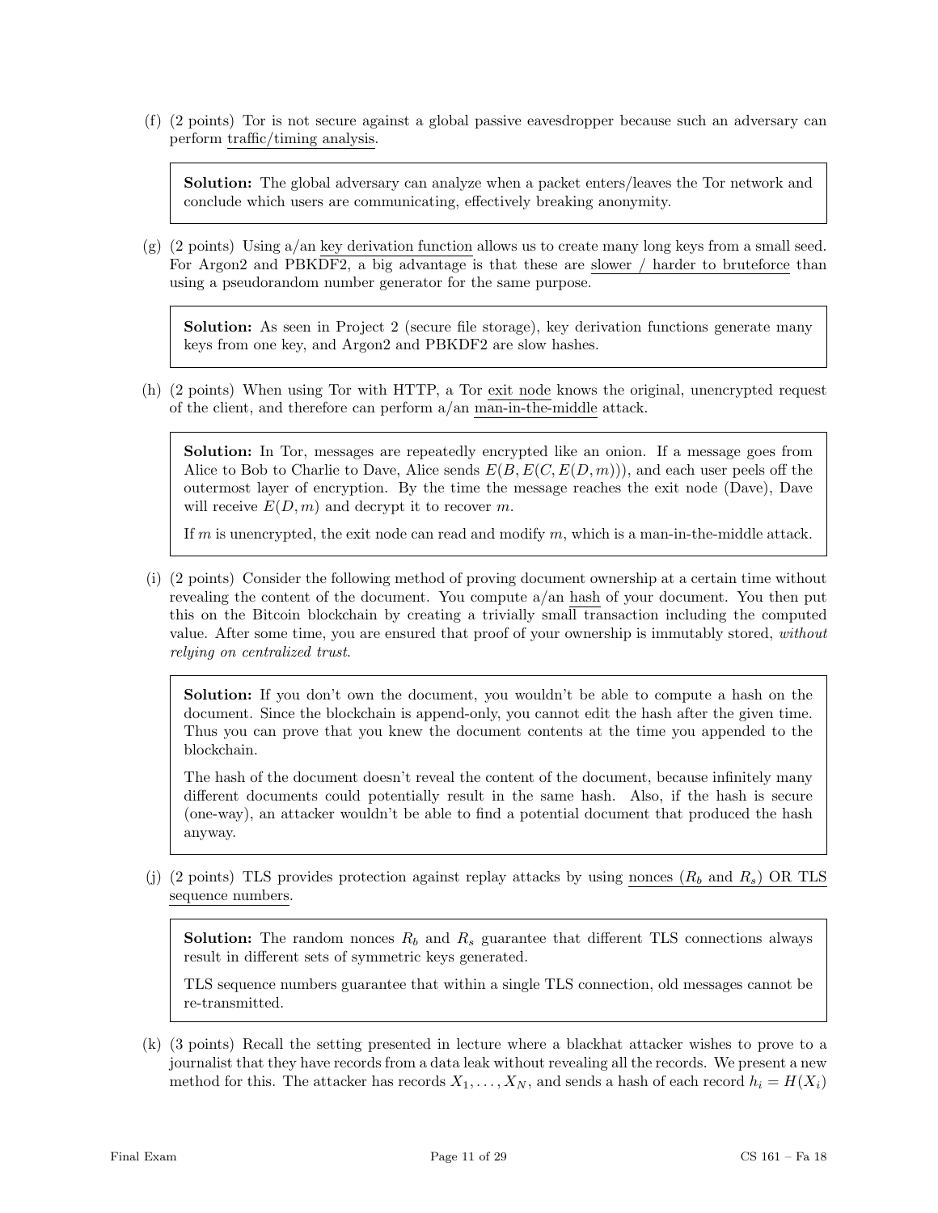(f) (2 points) Tor is not secure against a global passive eavesdropper because such an adversary can perform traffic/timing analysis.

> **Solution:** The global adversary can analyze when a packet enters/leaves the Tor network and conclude which users are communicating, effectively breaking anonymity.

(g) (2 points) Using a/an key derivation function allows us to create many long keys from a small seed. For Argon2 and PBKDF2, a big advantage is that these are slower / harder to bruteforce than using a pseudorandom number generator for the same purpose.

> **Solution:** As seen in Project 2 (secure file storage), key derivation functions generate many keys from one key, and Argon2 and PBKDF2 are slow hashes.

(h) (2 points) When using Tor with HTTP, a Tor exit node knows the original, unencrypted request of the client, and therefore can perform a/an man-in-the-middle attack.

> **Solution:** In Tor, messages are repeatedly encrypted like an onion. If a message goes from Alice to Bob to Charlie to Dave, Alice sends $E(B, E(C, E(D, m)))$, and each user peels off the outermost layer of encryption. By the time the message reaches the exit node (Dave), Dave will receive $E(D, m)$ and decrypt it to recover $m$.
>
> If $m$ is unencrypted, the exit node can read and modify $m$, which is a man-in-the-middle attack.

(i) (2 points) Consider the following method of proving document ownership at a certain time without revealing the content of the document. You compute a/an hash of your document. You then put this on the Bitcoin blockchain by creating a trivially small transaction including the computed value. After some time, you are ensured that proof of your ownership is immutably stored, *without relying on centralized trust*.

> **Solution:** If you don't own the document, you wouldn't be able to compute a hash on the document. Since the blockchain is append-only, you cannot edit the hash after the given time. Thus you can prove that you knew the document contents at the time you appended to the blockchain.
>
> The hash of the document doesn't reveal the content of the document, because infinitely many different documents could potentially result in the same hash. Also, if the hash is secure (one-way), an attacker wouldn't be able to find a potential document that produced the hash anyway.

(j) (2 points) TLS provides protection against replay attacks by using nonces ($R_b$ and $R_s$) OR TLS sequence numbers.

> **Solution:** The random nonces $R_b$ and $R_s$ guarantee that different TLS connections always result in different sets of symmetric keys generated.
>
> TLS sequence numbers guarantee that within a single TLS connection, old messages cannot be re-transmitted.

(k) (3 points) Recall the setting presented in lecture where a blackhat attacker wishes to prove to a journalist that they have records from a data leak without revealing all the records. We present a new method for this. The attacker has records $X_1, \ldots, X_N$, and sends a hash of each record $h_i = H(X_i)$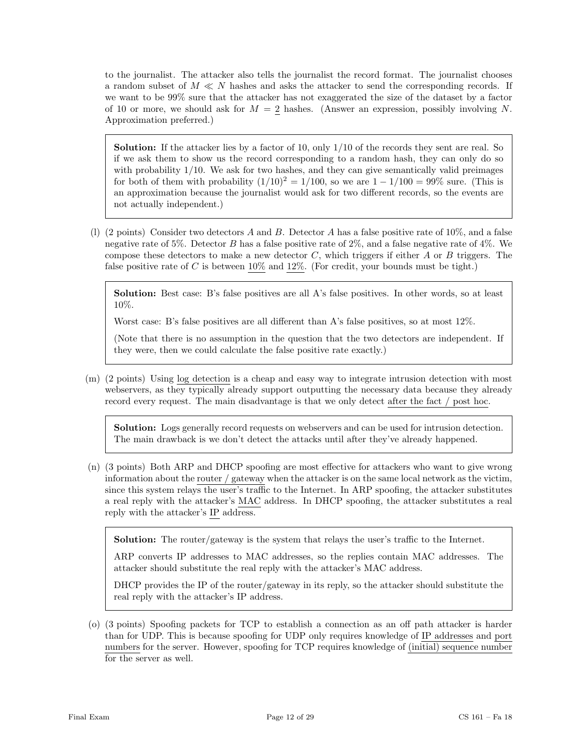to the journalist. The attacker also tells the journalist the record format. The journalist chooses a random subset of $M \ll N$ hashes and asks the attacker to send the corresponding records. If we want to be 99% sure that the attacker has not exaggerated the size of the dataset by a factor of 10 or more, we should ask for $M = \underline{2}$ hashes. (Answer an expression, possibly involving $N$. Approximation preferred.)

> **Solution:** If the attacker lies by a factor of 10, only 1/10 of the records they sent are real. So if we ask them to show us the record corresponding to a random hash, they can only do so with probability 1/10. We ask for two hashes, and they can give semantically valid preimages for both of them with probability $(1/10)^2 = 1/100$, so we are $1 - 1/100 = 99\%$ sure. (This is an approximation because the journalist would ask for two different records, so the events are not actually independent.)

(l) (2 points) Consider two detectors $A$ and $B$. Detector $A$ has a false positive rate of 10%, and a false negative rate of 5%. Detector $B$ has a false positive rate of 2%, and a false negative rate of 4%. We compose these detectors to make a new detector $C$, which triggers if either $A$ or $B$ triggers. The false positive rate of $C$ is between <u>10%</u> and <u>12%</u>. (For credit, your bounds must be tight.)

> **Solution:** Best case: B's false positives are all A's false positives. In other words, so at least 10%.
>
> Worst case: B's false positives are all different than A's false positives, so at most 12%.
>
> (Note that there is no assumption in the question that the two detectors are independent. If they were, then we could calculate the false positive rate exactly.)

(m) (2 points) Using <u>log detection</u> is a cheap and easy way to integrate intrusion detection with most webservers, as they typically already support outputting the necessary data because they already record every request. The main disadvantage is that we only detect <u>after the fact / post hoc</u>.

> **Solution:** Logs generally record requests on webservers and can be used for intrusion detection. The main drawback is we don't detect the attacks until after they've already happened.

(n) (3 points) Both ARP and DHCP spoofing are most effective for attackers who want to give wrong information about the <u>router / gateway</u> when the attacker is on the same local network as the victim, since this system relays the user's traffic to the Internet. In ARP spoofing, the attacker substitutes a real reply with the attacker's <u>MAC</u> address. In DHCP spoofing, the attacker substitutes a real reply with the attacker's <u>IP</u> address.

> **Solution:** The router/gateway is the system that relays the user's traffic to the Internet.
>
> ARP converts IP addresses to MAC addresses, so the replies contain MAC addresses. The attacker should substitute the real reply with the attacker's MAC address.
>
> DHCP provides the IP of the router/gateway in its reply, so the attacker should substitute the real reply with the attacker's IP address.

(o) (3 points) Spoofing packets for TCP to establish a connection as an off path attacker is harder than for UDP. This is because spoofing for UDP only requires knowledge of <u>IP addresses</u> and <u>port numbers</u> for the server. However, spoofing for TCP requires knowledge of <u>(initial) sequence number</u> for the server as well.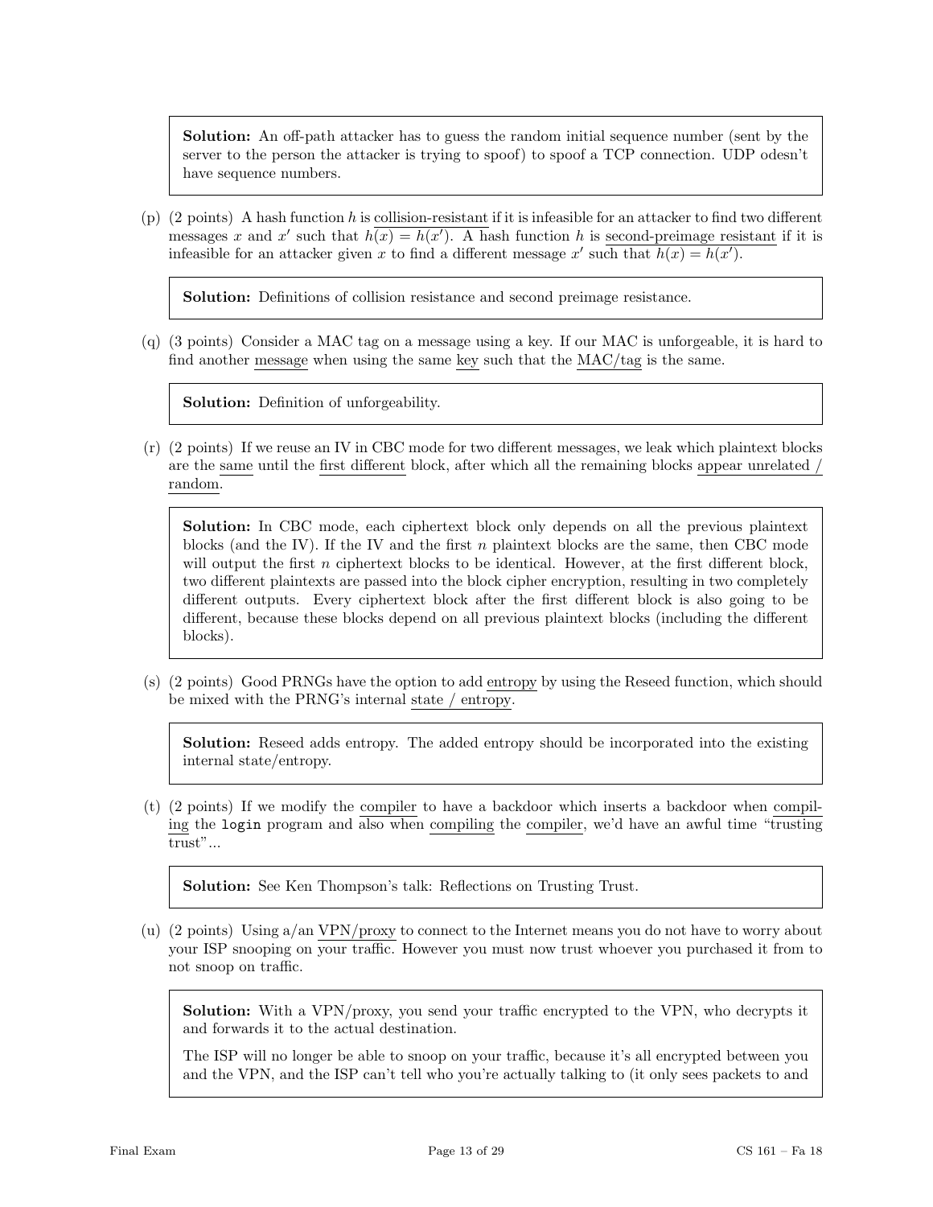**Solution:** An off-path attacker has to guess the random initial sequence number (sent by the server to the person the attacker is trying to spoof) to spoof a TCP connection. UDP odesn't have sequence numbers.

(p) (2 points) A hash function $h$ is <u>collision-resistant</u> if it is infeasible for an attacker to find two different messages $x$ and $x'$ such that $h(x) = h(x')$. A hash function $h$ is <u>second-preimage resistant</u> if it is infeasible for an attacker given $x$ to find a different message $x'$ such that $h(x) = h(x')$.

**Solution:** Definitions of collision resistance and second preimage resistance.

(q) (3 points) Consider a MAC tag on a message using a key. If our MAC is unforgeable, it is hard to find another <u>message</u> when using the same <u>key</u> such that the <u>MAC/tag</u> is the same.

**Solution:** Definition of unforgeability.

(r) (2 points) If we reuse an IV in CBC mode for two different messages, we leak which plaintext blocks are the <u>same</u> until the <u>first different</u> block, after which all the remaining blocks <u>appear unrelated / random</u>.

**Solution:** In CBC mode, each ciphertext block only depends on all the previous plaintext blocks (and the IV). If the IV and the first $n$ plaintext blocks are the same, then CBC mode will output the first $n$ ciphertext blocks to be identical. However, at the first different block, two different plaintexts are passed into the block cipher encryption, resulting in two completely different outputs. Every ciphertext block after the first different block is also going to be different, because these blocks depend on all previous plaintext blocks (including the different blocks).

(s) (2 points) Good PRNGs have the option to add <u>entropy</u> by using the Reseed function, which should be mixed with the PRNG's internal <u>state / entropy</u>.

**Solution:** Reseed adds entropy. The added entropy should be incorporated into the existing internal state/entropy.

(t) (2 points) If we modify the <u>compiler</u> to have a backdoor which inserts a backdoor when <u>compiling</u> the `login` program and also when <u>compiling</u> the <u>compiler</u>, we'd have an awful time "trusting trust"...

**Solution:** See Ken Thompson's talk: Reflections on Trusting Trust.

(u) (2 points) Using a/an <u>VPN/proxy</u> to connect to the Internet means you do not have to worry about your ISP snooping on your traffic. However you must now trust whoever you purchased it from to not snoop on traffic.

**Solution:** With a VPN/proxy, you send your traffic encrypted to the VPN, who decrypts it and forwards it to the actual destination.

The ISP will no longer be able to snoop on your traffic, because it's all encrypted between you and the VPN, and the ISP can't tell who you're actually talking to (it only sees packets to and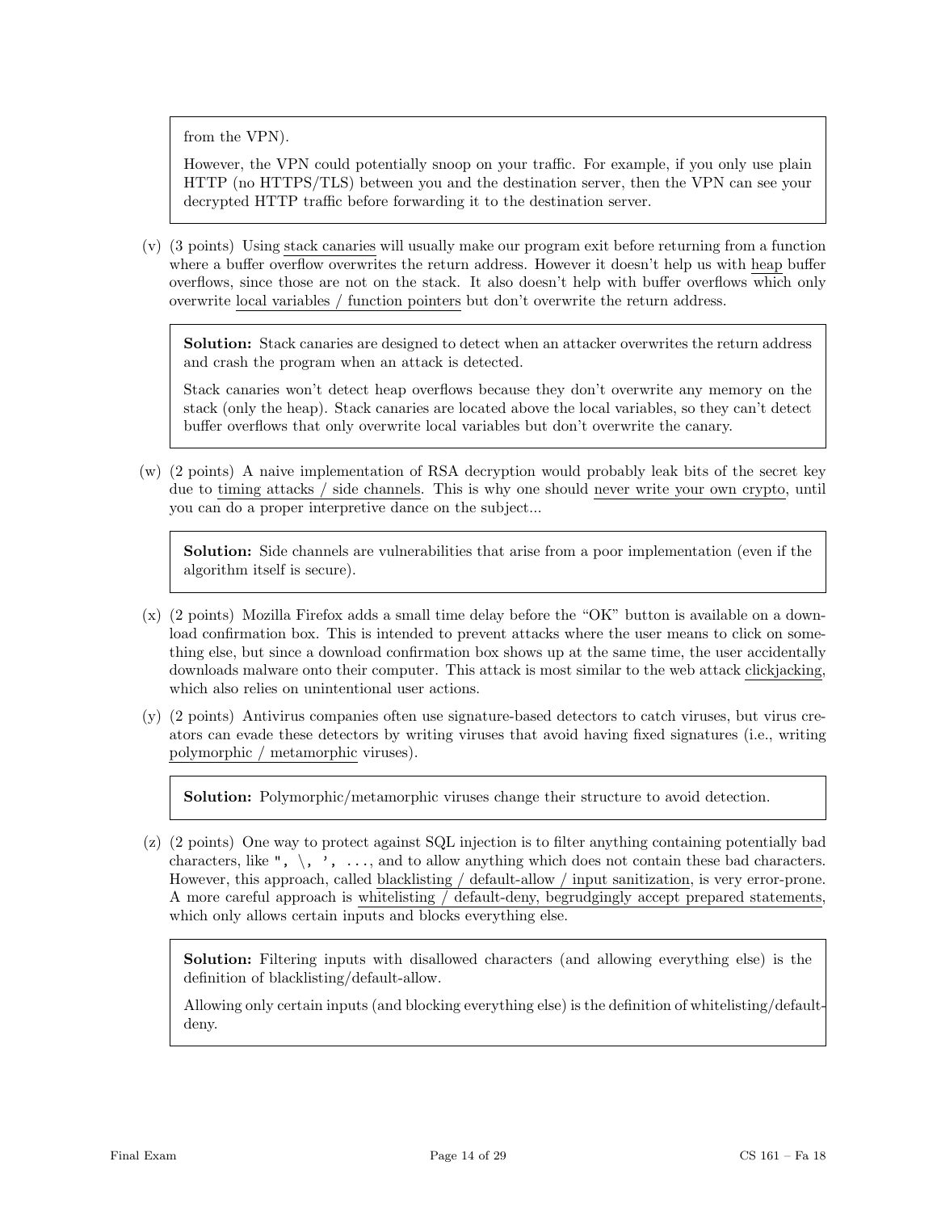from the VPN).

However, the VPN could potentially snoop on your traffic. For example, if you only use plain HTTP (no HTTPS/TLS) between you and the destination server, then the VPN can see your decrypted HTTP traffic before forwarding it to the destination server.

(v) (3 points) Using stack canaries will usually make our program exit before returning from a function where a buffer overflow overwrites the return address. However it doesn't help us with heap buffer overflows, since those are not on the stack. It also doesn't help with buffer overflows which only overwrite local variables / function pointers but don't overwrite the return address.

> **Solution:** Stack canaries are designed to detect when an attacker overwrites the return address and crash the program when an attack is detected.
>
> Stack canaries won't detect heap overflows because they don't overwrite any memory on the stack (only the heap). Stack canaries are located above the local variables, so they can't detect buffer overflows that only overwrite local variables but don't overwrite the canary.

(w) (2 points) A naive implementation of RSA decryption would probably leak bits of the secret key due to timing attacks / side channels. This is why one should never write your own crypto, until you can do a proper interpretive dance on the subject...

> **Solution:** Side channels are vulnerabilities that arise from a poor implementation (even if the algorithm itself is secure).

(x) (2 points) Mozilla Firefox adds a small time delay before the "OK" button is available on a download confirmation box. This is intended to prevent attacks where the user means to click on something else, but since a download confirmation box shows up at the same time, the user accidentally downloads malware onto their computer. This attack is most similar to the web attack clickjacking, which also relies on unintentional user actions.

(y) (2 points) Antivirus companies often use signature-based detectors to catch viruses, but virus creators can evade these detectors by writing viruses that avoid having fixed signatures (i.e., writing polymorphic / metamorphic viruses).

> **Solution:** Polymorphic/metamorphic viruses change their structure to avoid detection.

(z) (2 points) One way to protect against SQL injection is to filter anything containing potentially bad characters, like `", \, ', ...`, and to allow anything which does not contain these bad characters. However, this approach, called blacklisting / default-allow / input sanitization, is very error-prone. A more careful approach is whitelisting / default-deny, begrudgingly accept prepared statements, which only allows certain inputs and blocks everything else.

> **Solution:** Filtering inputs with disallowed characters (and allowing everything else) is the definition of blacklisting/default-allow.
>
> Allowing only certain inputs (and blocking everything else) is the definition of whitelisting/default-deny.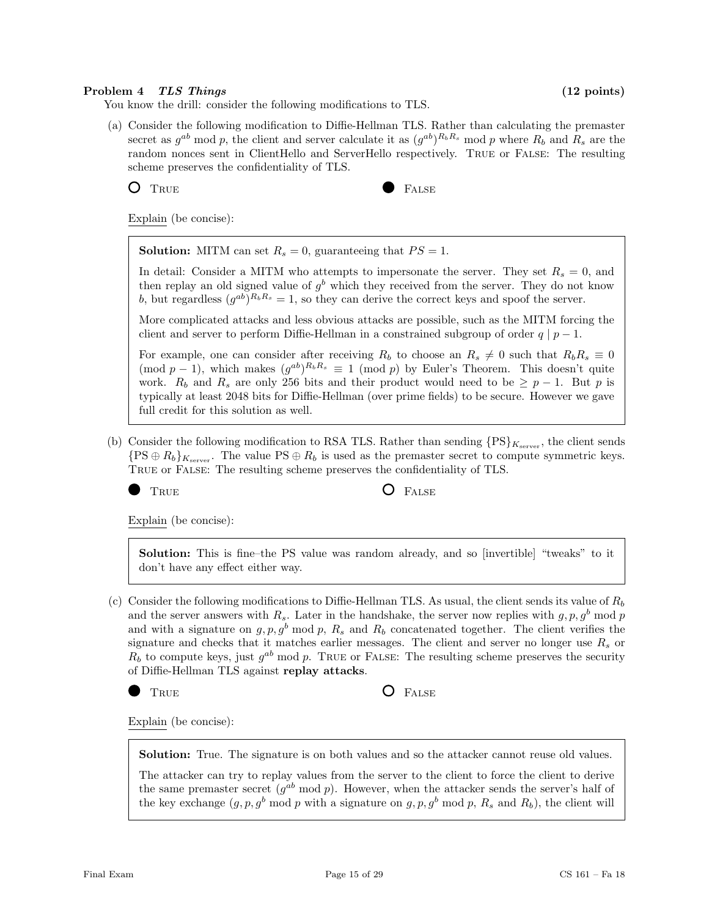**Problem 4** ***TLS Things*** **(12 points)**

You know the drill: consider the following modifications to TLS.

(a) Consider the following modification to Diffie-Hellman TLS. Rather than calculating the premaster secret as $g^{ab} \bmod p$, the client and server calculate it as $(g^{ab})^{R_b R_s} \bmod p$ where $R_b$ and $R_s$ are the random nonces sent in ClientHello and ServerHello respectively. TRUE or FALSE: The resulting scheme preserves the confidentiality of TLS.

○ TRUE ● FALSE

Explain (be concise):

> **Solution:** MITM can set $R_s = 0$, guaranteeing that $PS = 1$.
>
> In detail: Consider a MITM who attempts to impersonate the server. They set $R_s = 0$, and then replay an old signed value of $g^b$ which they received from the server. They do not know $b$, but regardless $(g^{ab})^{R_b R_s} = 1$, so they can derive the correct keys and spoof the server.
>
> More complicated attacks and less obvious attacks are possible, such as the MITM forcing the client and server to perform Diffie-Hellman in a constrained subgroup of order $q \mid p - 1$.
>
> For example, one can consider after receiving $R_b$ to choose an $R_s \neq 0$ such that $R_b R_s \equiv 0 \pmod{p-1}$, which makes $(g^{ab})^{R_b R_s} \equiv 1 \pmod{p}$ by Euler's Theorem. This doesn't quite work. $R_b$ and $R_s$ are only 256 bits and their product would need to be $\geq p - 1$. But $p$ is typically at least 2048 bits for Diffie-Hellman (over prime fields) to be secure. However we gave full credit for this solution as well.

(b) Consider the following modification to RSA TLS. Rather than sending $\{\text{PS}\}_{K_{\text{server}}}$, the client sends $\{\text{PS} \oplus R_b\}_{K_{\text{server}}}$. The value $\text{PS} \oplus R_b$ is used as the premaster secret to compute symmetric keys. TRUE or FALSE: The resulting scheme preserves the confidentiality of TLS.

● TRUE ○ FALSE

Explain (be concise):

> **Solution:** This is fine–the PS value was random already, and so [invertible] "tweaks" to it don't have any effect either way.

(c) Consider the following modifications to Diffie-Hellman TLS. As usual, the client sends its value of $R_b$ and the server answers with $R_s$. Later in the handshake, the server now replies with $g, p, g^b \bmod p$ and with a signature on $g, p, g^b \bmod p$, $R_s$ and $R_b$ concatenated together. The client verifies the signature and checks that it matches earlier messages. The client and server no longer use $R_s$ or $R_b$ to compute keys, just $g^{ab} \bmod p$. TRUE or FALSE: The resulting scheme preserves the security of Diffie-Hellman TLS against **replay attacks**.

● TRUE ○ FALSE

Explain (be concise):

> **Solution:** True. The signature is on both values and so the attacker cannot reuse old values.
>
> The attacker can try to replay values from the server to the client to force the client to derive the same premaster secret ($g^{ab} \bmod p$). However, when the attacker sends the server's half of the key exchange ($g, p, g^b \bmod p$ with a signature on $g, p, g^b \bmod p$, $R_s$ and $R_b$), the client will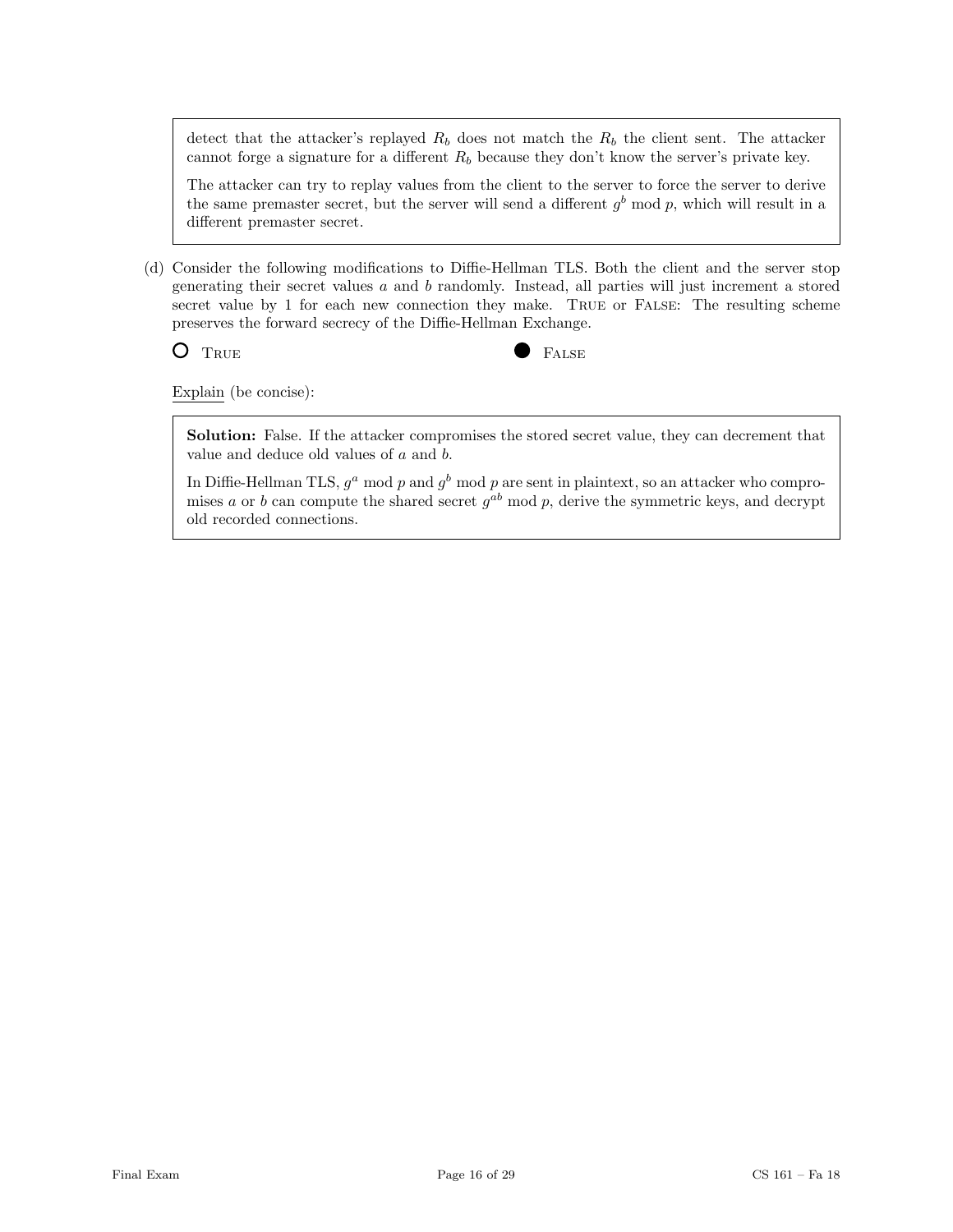detect that the attacker's replayed $R_b$ does not match the $R_b$ the client sent. The attacker cannot forge a signature for a different $R_b$ because they don't know the server's private key.

The attacker can try to replay values from the client to the server to force the server to derive the same premaster secret, but the server will send a different $g^b \bmod p$, which will result in a different premaster secret.

(d) Consider the following modifications to Diffie-Hellman TLS. Both the client and the server stop generating their secret values $a$ and $b$ randomly. Instead, all parties will just increment a stored secret value by 1 for each new connection they make. TRUE or FALSE: The resulting scheme preserves the forward secrecy of the Diffie-Hellman Exchange.

○ TRUE  ● FALSE

Explain (be concise):

**Solution:** False. If the attacker compromises the stored secret value, they can decrement that value and deduce old values of $a$ and $b$.

In Diffie-Hellman TLS, $g^a \bmod p$ and $g^b \bmod p$ are sent in plaintext, so an attacker who compromises $a$ or $b$ can compute the shared secret $g^{ab} \bmod p$, derive the symmetric keys, and decrypt old recorded connections.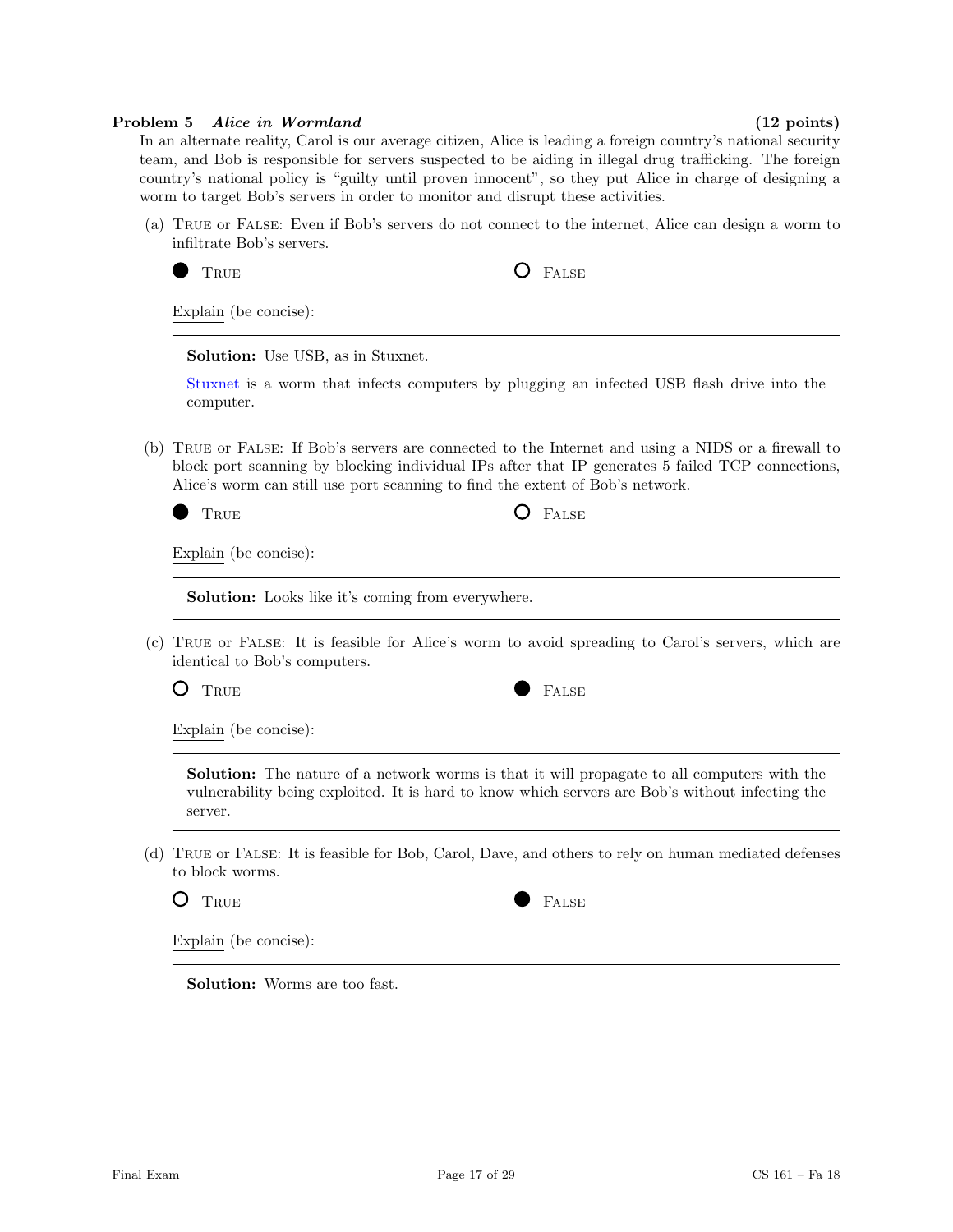**Problem 5** *Alice in Wormland* **(12 points)**

In an alternate reality, Carol is our average citizen, Alice is leading a foreign country's national security team, and Bob is responsible for servers suspected to be aiding in illegal drug trafficking. The foreign country's national policy is "guilty until proven innocent", so they put Alice in charge of designing a worm to target Bob's servers in order to monitor and disrupt these activities.

(a) TRUE or FALSE: Even if Bob's servers do not connect to the internet, Alice can design a worm to infiltrate Bob's servers.

● TRUE ○ FALSE

Explain (be concise):

> **Solution:** Use USB, as in Stuxnet.
>
> Stuxnet is a worm that infects computers by plugging an infected USB flash drive into the computer.

(b) TRUE or FALSE: If Bob's servers are connected to the Internet and using a NIDS or a firewall to block port scanning by blocking individual IPs after that IP generates 5 failed TCP connections, Alice's worm can still use port scanning to find the extent of Bob's network.

● TRUE ○ FALSE

Explain (be concise):

> **Solution:** Looks like it's coming from everywhere.

(c) TRUE or FALSE: It is feasible for Alice's worm to avoid spreading to Carol's servers, which are identical to Bob's computers.

○ TRUE ● FALSE

Explain (be concise):

> **Solution:** The nature of a network worms is that it will propagate to all computers with the vulnerability being exploited. It is hard to know which servers are Bob's without infecting the server.

(d) TRUE or FALSE: It is feasible for Bob, Carol, Dave, and others to rely on human mediated defenses to block worms.

○ TRUE ● FALSE

Explain (be concise):

> **Solution:** Worms are too fast.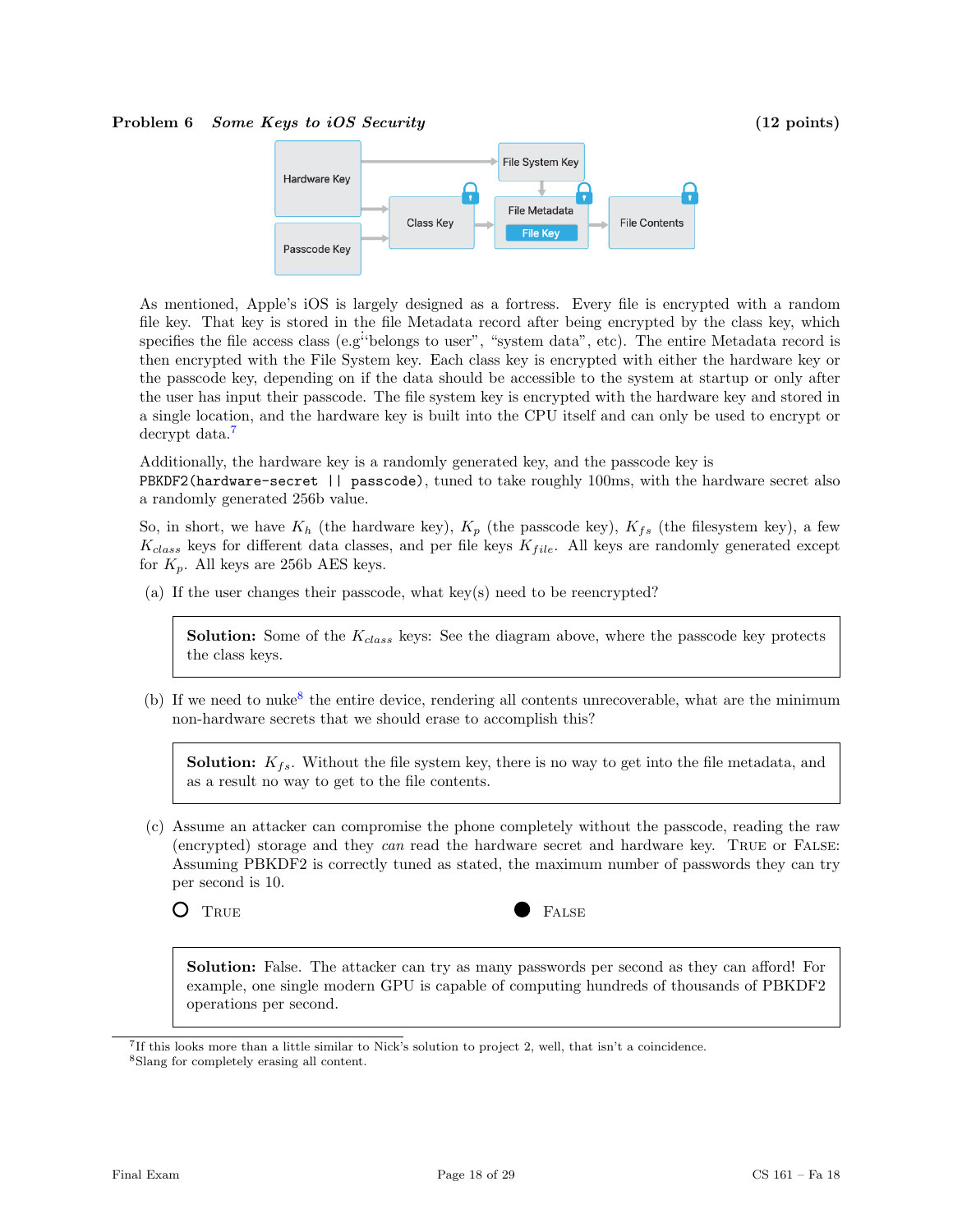**Problem 6** ***Some Keys to iOS Security*** **(12 points)**

As mentioned, Apple's iOS is largely designed as a fortress. Every file is encrypted with a random file key. That key is stored in the file Metadata record after being encrypted by the class key, which specifies the file access class (e.g"belongs to user", "system data", etc). The entire Metadata record is then encrypted with the File System key. Each class key is encrypted with either the hardware key or the passcode key, depending on if the data should be accessible to the system at startup or only after the user has input their passcode. The file system key is encrypted with the hardware key and stored in a single location, and the hardware key is built into the CPU itself and can only be used to encrypt or decrypt data.[7]

Additionally, the hardware key is a randomly generated key, and the passcode key is `PBKDF2(hardware-secret || passcode)`, tuned to take roughly 100ms, with the hardware secret also a randomly generated 256b value.

So, in short, we have $K_h$ (the hardware key), $K_p$ (the passcode key), $K_{fs}$ (the filesystem key), a few $K_{class}$ keys for different data classes, and per file keys $K_{file}$. All keys are randomly generated except for $K_p$. All keys are 256b AES keys.

(a) If the user changes their passcode, what key(s) need to be reencrypted?

> **Solution:** Some of the $K_{class}$ keys: See the diagram above, where the passcode key protects the class keys.

(b) If we need to nuke[8] the entire device, rendering all contents unrecoverable, what are the minimum non-hardware secrets that we should erase to accomplish this?

> **Solution:** $K_{fs}$. Without the file system key, there is no way to get into the file metadata, and as a result no way to get to the file contents.

(c) Assume an attacker can compromise the phone completely without the passcode, reading the raw (encrypted) storage and they *can* read the hardware secret and hardware key. TRUE or FALSE: Assuming PBKDF2 is correctly tuned as stated, the maximum number of passwords they can try per second is 10.

○ TRUE ● FALSE

> **Solution:** False. The attacker can try as many passwords per second as they can afford! For example, one single modern GPU is capable of computing hundreds of thousands of PBKDF2 operations per second.

---

[7] If this looks more than a little similar to Nick's solution to project 2, well, that isn't a coincidence.

[8] Slang for completely erasing all content.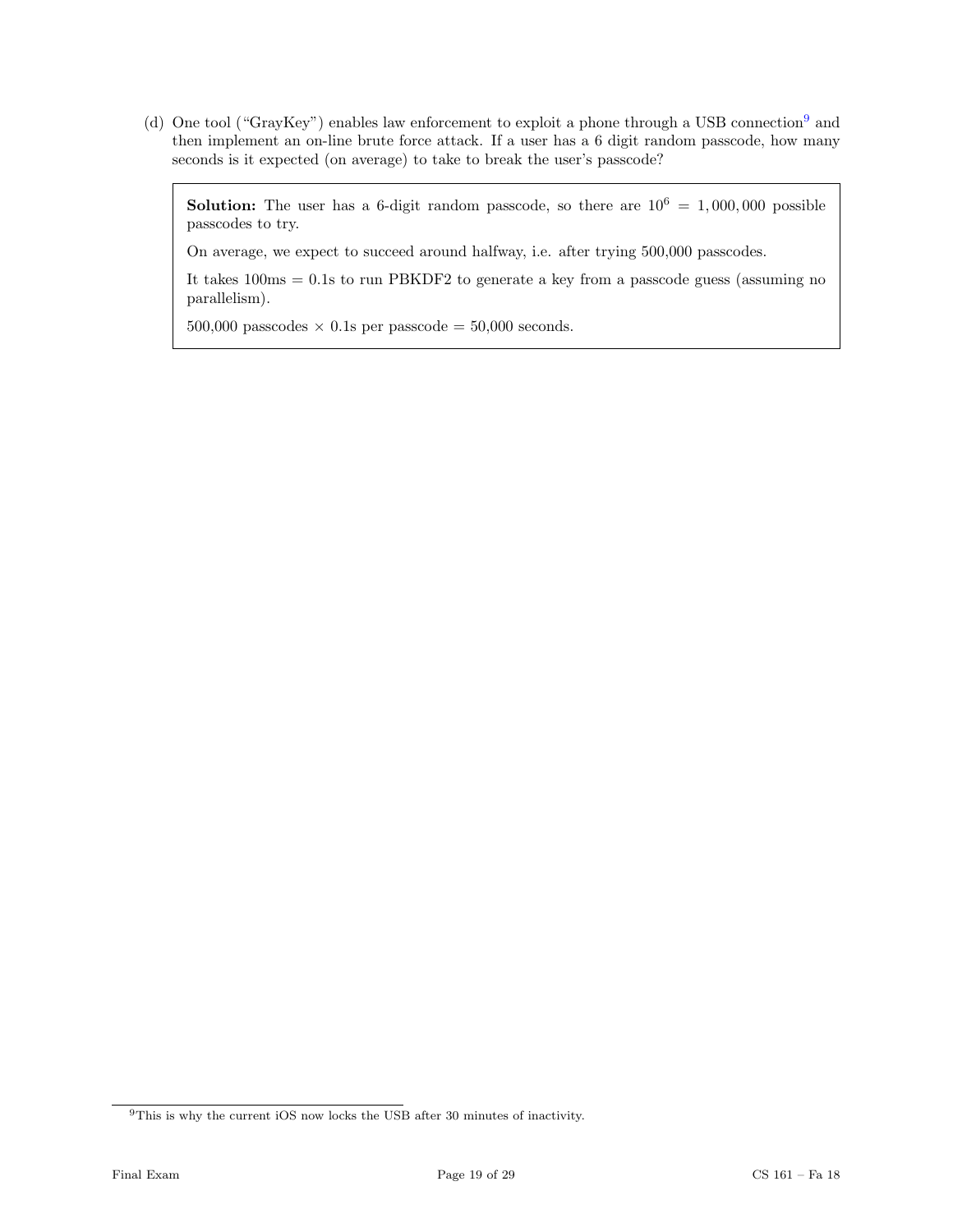(d) One tool ("GrayKey") enables law enforcement to exploit a phone through a USB connection[9] and then implement an on-line brute force attack. If a user has a 6 digit random passcode, how many seconds is it expected (on average) to take to break the user's passcode?

> **Solution:** The user has a 6-digit random passcode, so there are $10^6 = 1,000,000$ possible passcodes to try.
>
> On average, we expect to succeed around halfway, i.e. after trying 500,000 passcodes.
>
> It takes 100ms = 0.1s to run PBKDF2 to generate a key from a passcode guess (assuming no parallelism).
>
> 500,000 passcodes $\times$ 0.1s per passcode = 50,000 seconds.

[9] This is why the current iOS now locks the USB after 30 minutes of inactivity.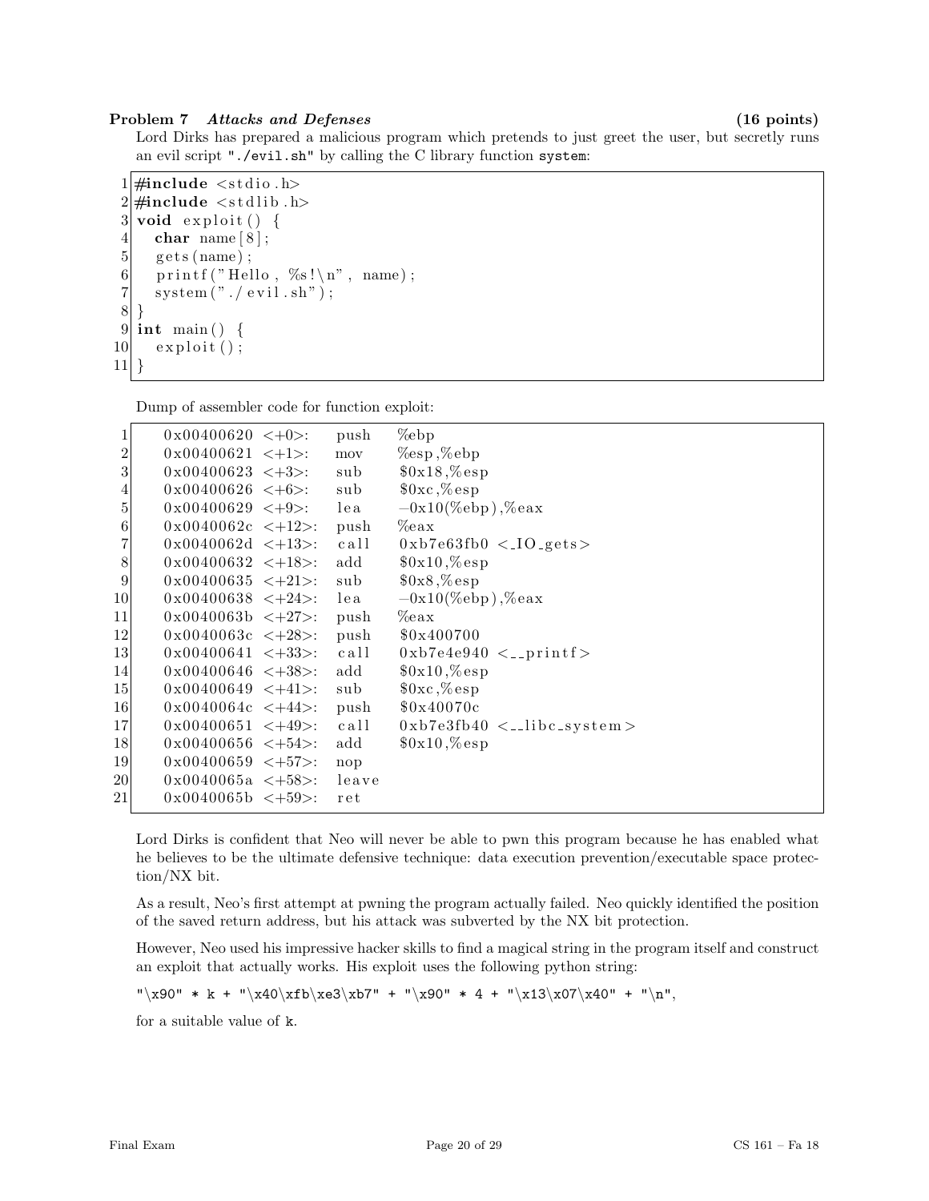**Problem 7** ***Attacks and Defenses*** **(16 points)**

Lord Dirks has prepared a malicious program which pretends to just greet the user, but secretly runs an evil script `"./evil.sh"` by calling the C library function `system`:

```c
#include <stdio.h>
#include <stdlib.h>
void exploit() {
  char name[8];
  gets(name);
  printf("Hello, %s!\n", name);
  system("./evil.sh");
}
int main() {
  exploit();
}
```

Dump of assembler code for function exploit:

```
0x00400620 <+0>:   push  %ebp
0x00400621 <+1>:   mov   %esp,%ebp
0x00400623 <+3>:   sub   $0x18,%esp
0x00400626 <+6>:   sub   $0xc,%esp
0x00400629 <+9>:   lea   -0x10(%ebp),%eax
0x0040062c <+12>:  push  %eax
0x0040062d <+13>:  call  0xb7e63fb0 <_IO_gets>
0x00400632 <+18>:  add   $0x10,%esp
0x00400635 <+21>:  sub   $0x8,%esp
0x00400638 <+24>:  lea   -0x10(%ebp),%eax
0x0040063b <+27>:  push  %eax
0x0040063c <+28>:  push  $0x400700
0x00400641 <+33>:  call  0xb7e4e940 <__printf>
0x00400646 <+38>:  add   $0x10,%esp
0x00400649 <+41>:  sub   $0xc,%esp
0x0040064c <+44>:  push  $0x40070c
0x00400651 <+49>:  call  0xb7e3fb40 <__libc_system>
0x00400656 <+54>:  add   $0x10,%esp
0x00400659 <+57>:  nop
0x0040065a <+58>:  leave
0x0040065b <+59>:  ret
```

Lord Dirks is confident that Neo will never be able to pwn this program because he has enabled what he believes to be the ultimate defensive technique: data execution prevention/executable space protection/NX bit.

As a result, Neo's first attempt at pwning the program actually failed. Neo quickly identified the position of the saved return address, but his attack was subverted by the NX bit protection.

However, Neo used his impressive hacker skills to find a magical string in the program itself and construct an exploit that actually works. His exploit uses the following python string:

`"\x90" * k + "\x40\xfb\xe3\xb7" + "\x90" * 4 + "\x13\x07\x40" + "\n"`,

for a suitable value of `k`.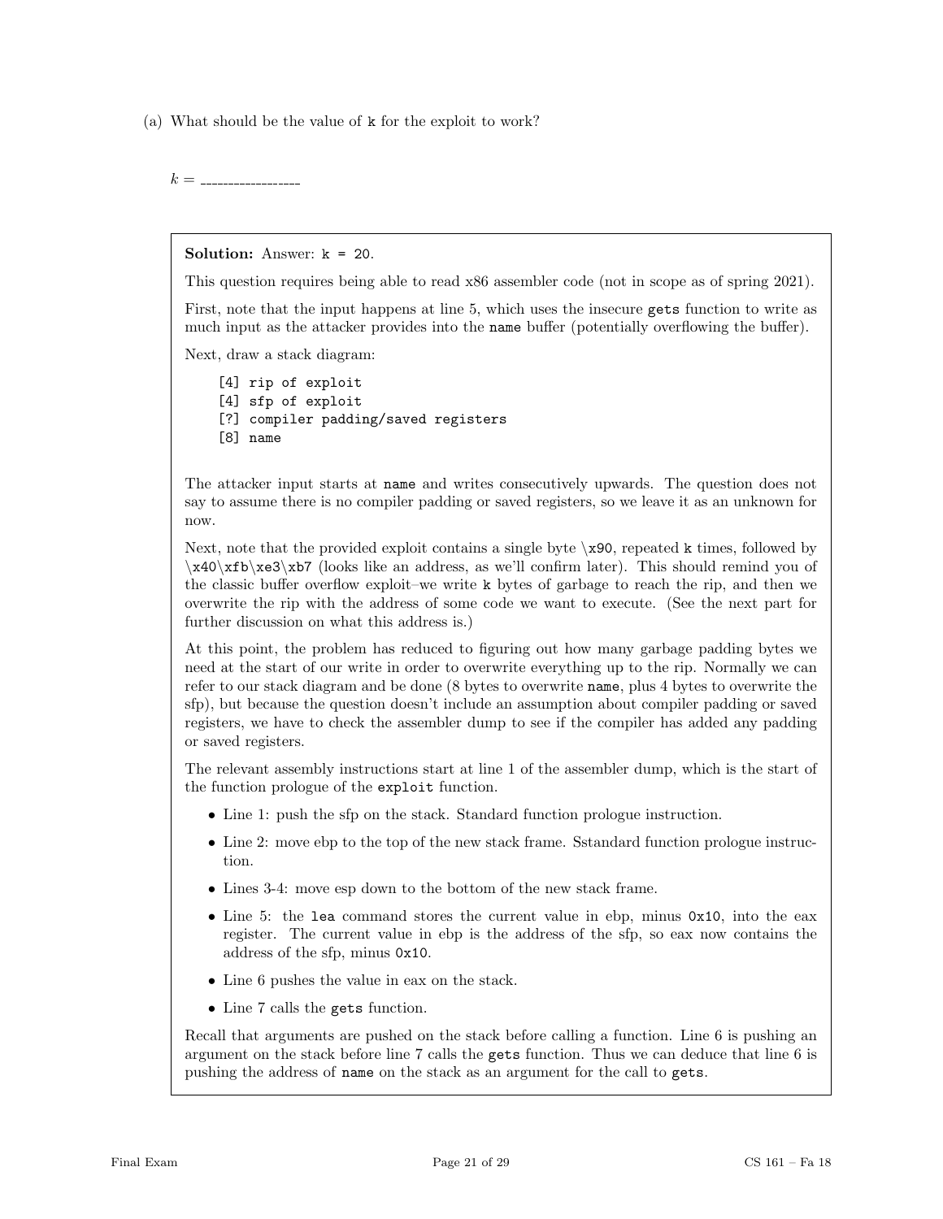(a) What should be the value of k for the exploit to work?

$k =$ \_\_\_\_\_\_\_\_\_\_\_\_\_\_\_\_\_\_

**Solution:** Answer: `k = 20`.

This question requires being able to read x86 assembler code (not in scope as of spring 2021).

First, note that the input happens at line 5, which uses the insecure `gets` function to write as much input as the attacker provides into the `name` buffer (potentially overflowing the buffer).

Next, draw a stack diagram:

```
[4] rip of exploit
[4] sfp of exploit
[?] compiler padding/saved registers
[8] name
```

The attacker input starts at `name` and writes consecutively upwards. The question does not say to assume there is no compiler padding or saved registers, so we leave it as an unknown for now.

Next, note that the provided exploit contains a single byte `\x90`, repeated `k` times, followed by `\x40\xfb\xe3\xb7` (looks like an address, as we'll confirm later). This should remind you of the classic buffer overflow exploit–we write `k` bytes of garbage to reach the rip, and then we overwrite the rip with the address of some code we want to execute. (See the next part for further discussion on what this address is.)

At this point, the problem has reduced to figuring out how many garbage padding bytes we need at the start of our write in order to overwrite everything up to the rip. Normally we can refer to our stack diagram and be done (8 bytes to overwrite `name`, plus 4 bytes to overwrite the sfp), but because the question doesn't include an assumption about compiler padding or saved registers, we have to check the assembler dump to see if the compiler has added any padding or saved registers.

The relevant assembly instructions start at line 1 of the assembler dump, which is the start of the function prologue of the `exploit` function.

- Line 1: push the sfp on the stack. Standard function prologue instruction.
- Line 2: move ebp to the top of the new stack frame. Sstandard function prologue instruction.
- Lines 3-4: move esp down to the bottom of the new stack frame.
- Line 5: the `lea` command stores the current value in ebp, minus `0x10`, into the eax register. The current value in ebp is the address of the sfp, so eax now contains the address of the sfp, minus `0x10`.
- Line 6 pushes the value in eax on the stack.
- Line 7 calls the `gets` function.

Recall that arguments are pushed on the stack before calling a function. Line 6 is pushing an argument on the stack before line 7 calls the `gets` function. Thus we can deduce that line 6 is pushing the address of `name` on the stack as an argument for the call to `gets`.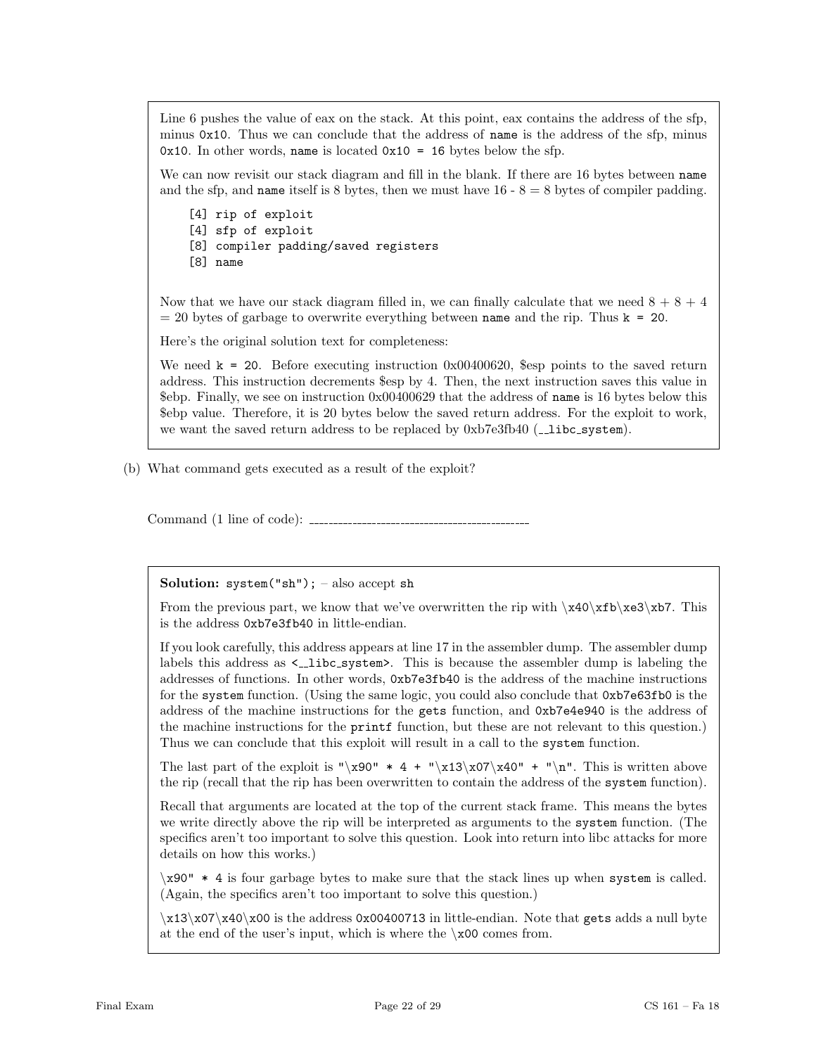Line 6 pushes the value of eax on the stack. At this point, eax contains the address of the sfp, minus `0x10`. Thus we can conclude that the address of `name` is the address of the sfp, minus `0x10`. In other words, `name` is located `0x10 = 16` bytes below the sfp.

We can now revisit our stack diagram and fill in the blank. If there are 16 bytes between `name` and the sfp, and `name` itself is 8 bytes, then we must have 16 - 8 = 8 bytes of compiler padding.

```
[4] rip of exploit
[4] sfp of exploit
[8] compiler padding/saved registers
[8] name
```

Now that we have our stack diagram filled in, we can finally calculate that we need 8 + 8 + 4 = 20 bytes of garbage to overwrite everything between `name` and the rip. Thus `k = 20`.

Here's the original solution text for completeness:

We need `k = 20`. Before executing instruction 0x00400620, $esp points to the saved return address. This instruction decrements $esp by 4. Then, the next instruction saves this value in $ebp. Finally, we see on instruction 0x00400629 that the address of `name` is 16 bytes below this $ebp value. Therefore, it is 20 bytes below the saved return address. For the exploit to work, we want the saved return address to be replaced by 0xb7e3fb40 (`__libc_system`).

(b) What command gets executed as a result of the exploit?

Command (1 line of code): ______________________

**Solution:** `system("sh");` – also accept `sh`

From the previous part, we know that we've overwritten the rip with \x40\xfb\xe3\xb7. This is the address `0xb7e3fb40` in little-endian.

If you look carefully, this address appears at line 17 in the assembler dump. The assembler dump labels this address as `<__libc_system>`. This is because the assembler dump is labeling the addresses of functions. In other words, `0xb7e3fb40` is the address of the machine instructions for the `system` function. (Using the same logic, you could also conclude that `0xb7e63fb0` is the address of the machine instructions for the `gets` function, and `0xb7e4e940` is the address of the machine instructions for the `printf` function, but these are not relevant to this question.) Thus we can conclude that this exploit will result in a call to the `system` function.

The last part of the exploit is `"\x90" * 4 + "\x13\x07\x40" + "\n"`. This is written above the rip (recall that the rip has been overwritten to contain the address of the `system` function).

Recall that arguments are located at the top of the current stack frame. This means the bytes we write directly above the rip will be interpreted as arguments to the `system` function. (The specifics aren't too important to solve this question. Look into return into libc attacks for more details on how this works.)

`\x90" * 4` is four garbage bytes to make sure that the stack lines up when `system` is called. (Again, the specifics aren't too important to solve this question.)

\x13\x07\x40\x00 is the address `0x00400713` in little-endian. Note that `gets` adds a null byte at the end of the user's input, which is where the \x00 comes from.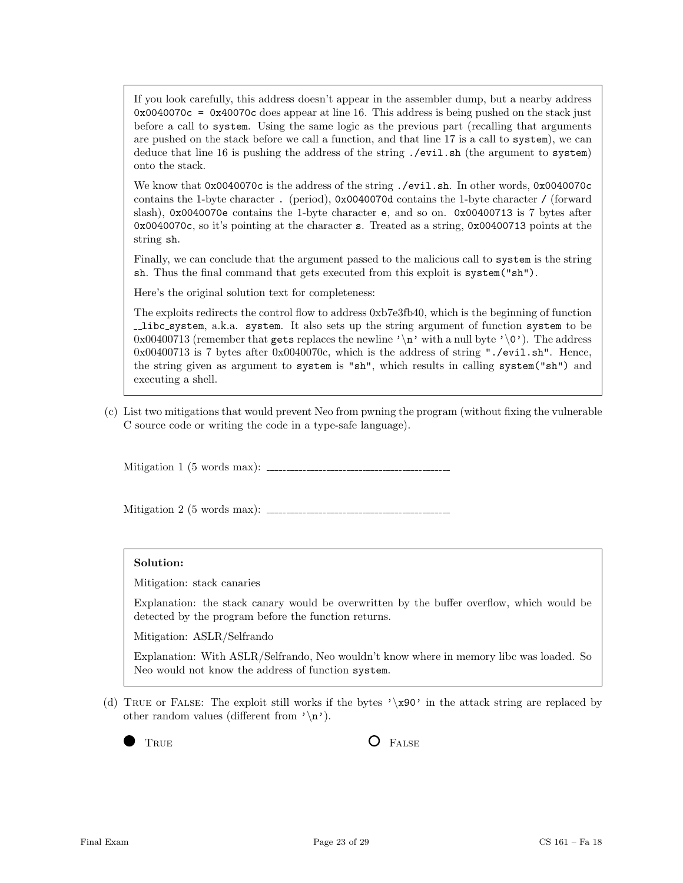If you look carefully, this address doesn't appear in the assembler dump, but a nearby address `0x0040070c = 0x40070c` does appear at line 16. This address is being pushed on the stack just before a call to `system`. Using the same logic as the previous part (recalling that arguments are pushed on the stack before we call a function, and that line 17 is a call to `system`), we can deduce that line 16 is pushing the address of the string `./evil.sh` (the argument to `system`) onto the stack.

We know that `0x0040070c` is the address of the string `./evil.sh`. In other words, `0x0040070c` contains the 1-byte character `.` (period), `0x0040070d` contains the 1-byte character `/` (forward slash), `0x0040070e` contains the 1-byte character `e`, and so on. `0x00400713` is 7 bytes after `0x0040070c`, so it's pointing at the character `s`. Treated as a string, `0x00400713` points at the string `sh`.

Finally, we can conclude that the argument passed to the malicious call to `system` is the string `sh`. Thus the final command that gets executed from this exploit is `system("sh")`.

Here's the original solution text for completeness:

The exploits redirects the control flow to address 0xb7e3fb40, which is the beginning of function `__libc_system`, a.k.a. `system`. It also sets up the string argument of function `system` to be 0x00400713 (remember that `gets` replaces the newline `'\n'` with a null byte `'\0'`). The address 0x00400713 is 7 bytes after 0x0040070c, which is the address of string `"./evil.sh"`. Hence, the string given as argument to `system` is `"sh"`, which results in calling `system("sh")` and executing a shell.

(c) List two mitigations that would prevent Neo from pwning the program (without fixing the vulnerable C source code or writing the code in a type-safe language).

Mitigation 1 (5 words max): ______________________

Mitigation 2 (5 words max): ______________________

**Solution:**

Mitigation: stack canaries

Explanation: the stack canary would be overwritten by the buffer overflow, which would be detected by the program before the function returns.

Mitigation: ASLR/Selfrando

Explanation: With ASLR/Selfrando, Neo wouldn't know where in memory libc was loaded. So Neo would not know the address of function `system`.

(d) TRUE or FALSE: The exploit still works if the bytes `'\x90'` in the attack string are replaced by other random values (different from `'\n'`).

● TRUE ○ FALSE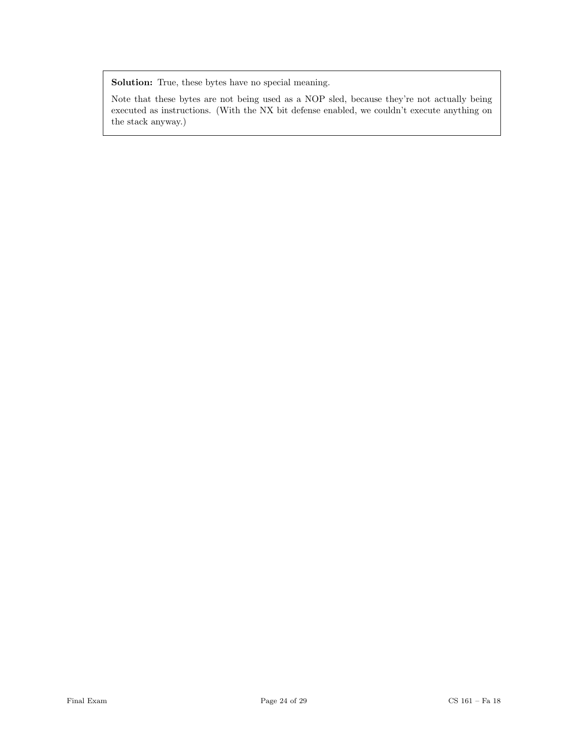**Solution:** True, these bytes have no special meaning.

Note that these bytes are not being used as a NOP sled, because they're not actually being executed as instructions. (With the NX bit defense enabled, we couldn't execute anything on the stack anyway.)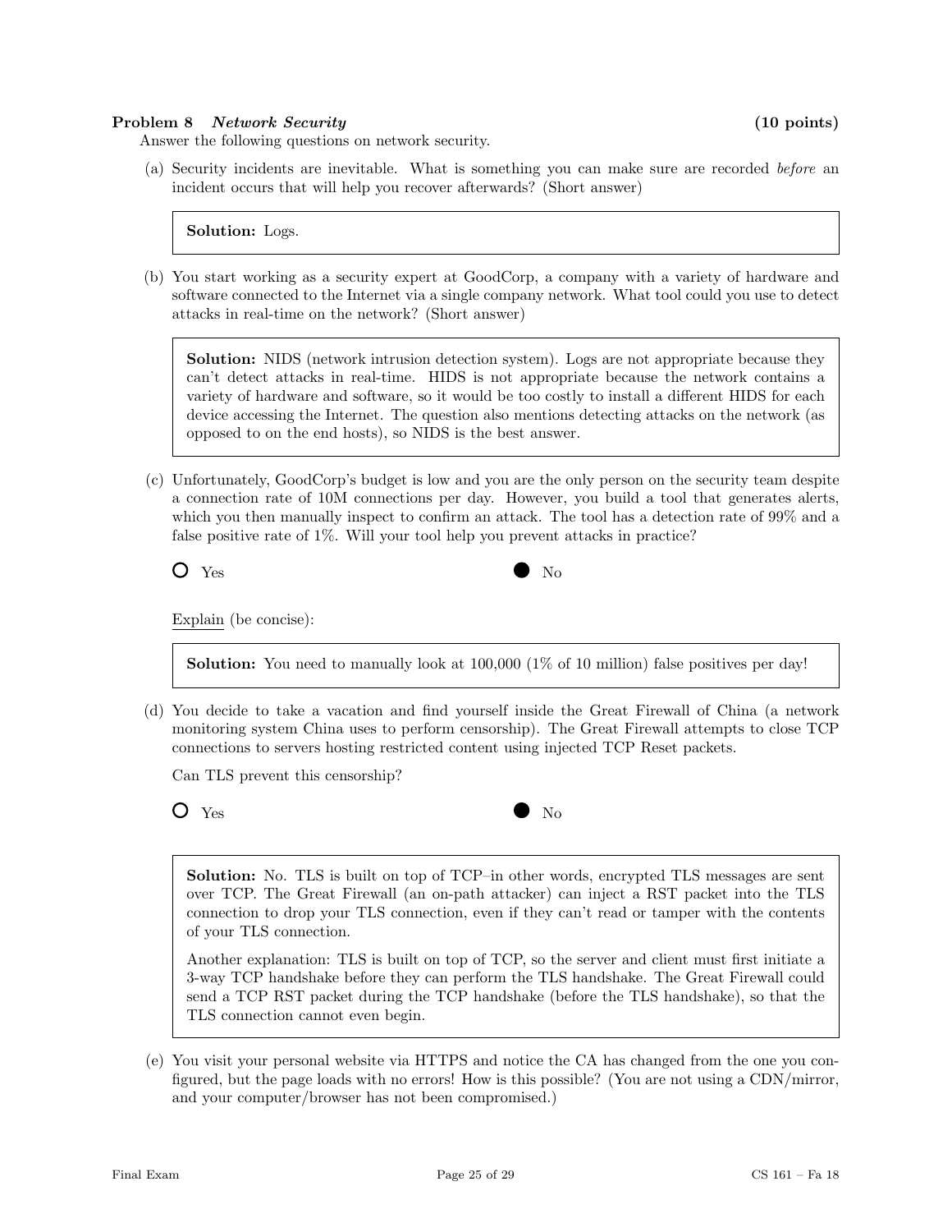**Problem 8** ***Network Security*** **(10 points)**

Answer the following questions on network security.

(a) Security incidents are inevitable. What is something you can make sure are recorded *before* an incident occurs that will help you recover afterwards? (Short answer)

> **Solution:** Logs.

(b) You start working as a security expert at GoodCorp, a company with a variety of hardware and software connected to the Internet via a single company network. What tool could you use to detect attacks in real-time on the network? (Short answer)

> **Solution:** NIDS (network intrusion detection system). Logs are not appropriate because they can't detect attacks in real-time. HIDS is not appropriate because the network contains a variety of hardware and software, so it would be too costly to install a different HIDS for each device accessing the Internet. The question also mentions detecting attacks on the network (as opposed to on the end hosts), so NIDS is the best answer.

(c) Unfortunately, GoodCorp's budget is low and you are the only person on the security team despite a connection rate of 10M connections per day. However, you build a tool that generates alerts, which you then manually inspect to confirm an attack. The tool has a detection rate of 99% and a false positive rate of 1%. Will your tool help you prevent attacks in practice?

○ Yes ● No

Explain (be concise):

> **Solution:** You need to manually look at 100,000 (1% of 10 million) false positives per day!

(d) You decide to take a vacation and find yourself inside the Great Firewall of China (a network monitoring system China uses to perform censorship). The Great Firewall attempts to close TCP connections to servers hosting restricted content using injected TCP Reset packets.

Can TLS prevent this censorship?

○ Yes ● No

> **Solution:** No. TLS is built on top of TCP–in other words, encrypted TLS messages are sent over TCP. The Great Firewall (an on-path attacker) can inject a RST packet into the TLS connection to drop your TLS connection, even if they can't read or tamper with the contents of your TLS connection.
>
> Another explanation: TLS is built on top of TCP, so the server and client must first initiate a 3-way TCP handshake before they can perform the TLS handshake. The Great Firewall could send a TCP RST packet during the TCP handshake (before the TLS handshake), so that the TLS connection cannot even begin.

(e) You visit your personal website via HTTPS and notice the CA has changed from the one you configured, but the page loads with no errors! How is this possible? (You are not using a CDN/mirror, and your computer/browser has not been compromised.)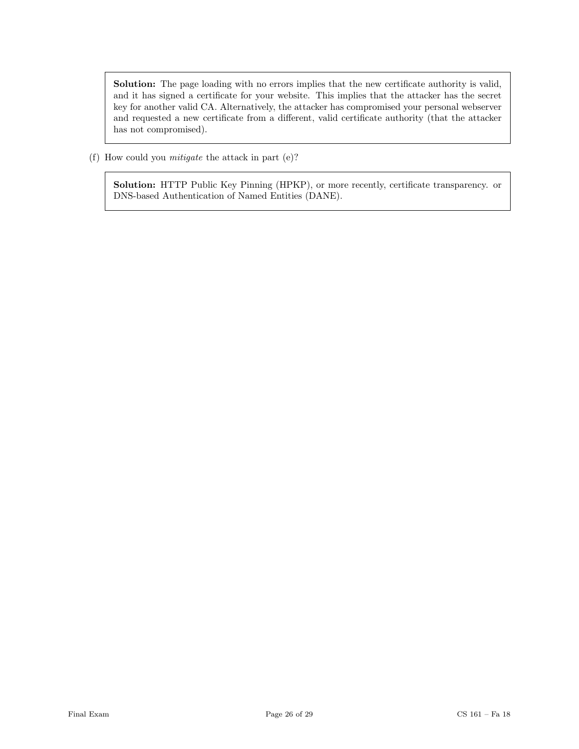**Solution:** The page loading with no errors implies that the new certificate authority is valid, and it has signed a certificate for your website. This implies that the attacker has the secret key for another valid CA. Alternatively, the attacker has compromised your personal webserver and requested a new certificate from a different, valid certificate authority (that the attacker has not compromised).

(f) How could you *mitigate* the attack in part (e)?

**Solution:** HTTP Public Key Pinning (HPKP), or more recently, certificate transparency. or DNS-based Authentication of Named Entities (DANE).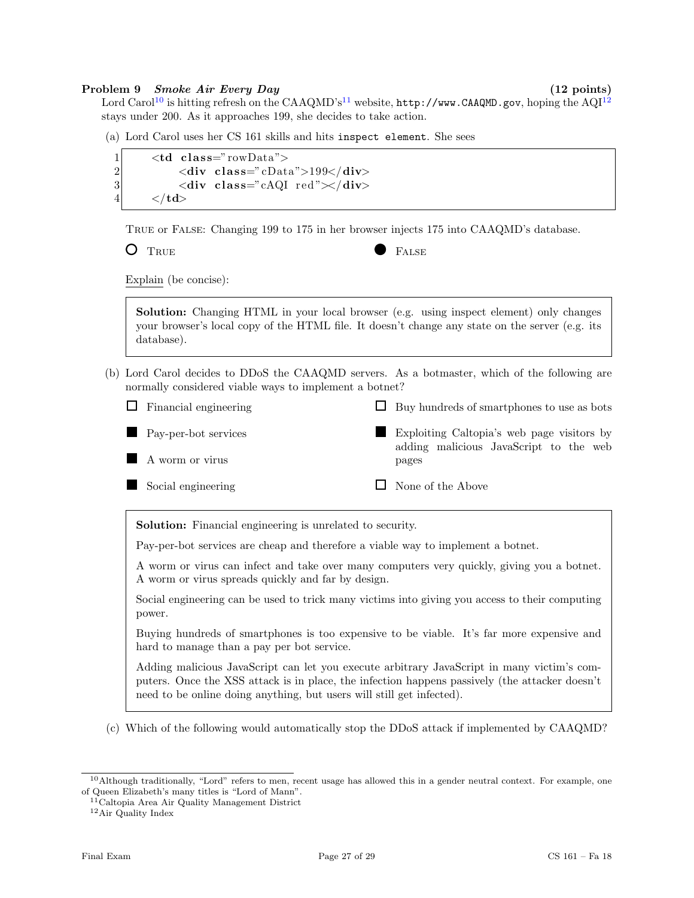**Problem 9** ***Smoke Air Every Day*** **(12 points)**

Lord Carol[10] is hitting refresh on the CAAQMD's[11] website, `http://www.CAAQMD.gov`, hoping the AQI[12] stays under 200. As it approaches 199, she decides to take action.

(a) Lord Carol uses her CS 161 skills and hits `inspect element`. She sees

```
1    <td class="rowData">
2        <div class="cData">199</div>
3        <div class="cAQI red"></div>
4    </td>
```

TRUE or FALSE: Changing 199 to 175 in her browser injects 175 into CAAQMD's database.

○ TRUE ● FALSE

Explain (be concise):

> **Solution:** Changing HTML in your local browser (e.g. using inspect element) only changes your browser's local copy of the HTML file. It doesn't change any state on the server (e.g. its database).

(b) Lord Carol decides to DDoS the CAAQMD servers. As a botmaster, which of the following are normally considered viable ways to implement a botnet?

- ☐ Financial engineering
- ■ Pay-per-bot services
- ■ A worm or virus
- ■ Social engineering
- ☐ Buy hundreds of smartphones to use as bots
- ■ Exploiting Caltopia's web page visitors by adding malicious JavaScript to the web pages
- ☐ None of the Above

> **Solution:** Financial engineering is unrelated to security.
>
> Pay-per-bot services are cheap and therefore a viable way to implement a botnet.
>
> A worm or virus can infect and take over many computers very quickly, giving you a botnet. A worm or virus spreads quickly and far by design.
>
> Social engineering can be used to trick many victims into giving you access to their computing power.
>
> Buying hundreds of smartphones is too expensive to be viable. It's far more expensive and hard to manage than a pay per bot service.
>
> Adding malicious JavaScript can let you execute arbitrary JavaScript in many victim's computers. Once the XSS attack is in place, the infection happens passively (the attacker doesn't need to be online doing anything, but users will still get infected).

(c) Which of the following would automatically stop the DDoS attack if implemented by CAAQMD?

---

[10] Although traditionally, "Lord" refers to men, recent usage has allowed this in a gender neutral context. For example, one of Queen Elizabeth's many titles is "Lord of Mann".

[11] Caltopia Area Air Quality Management District

[12] Air Quality Index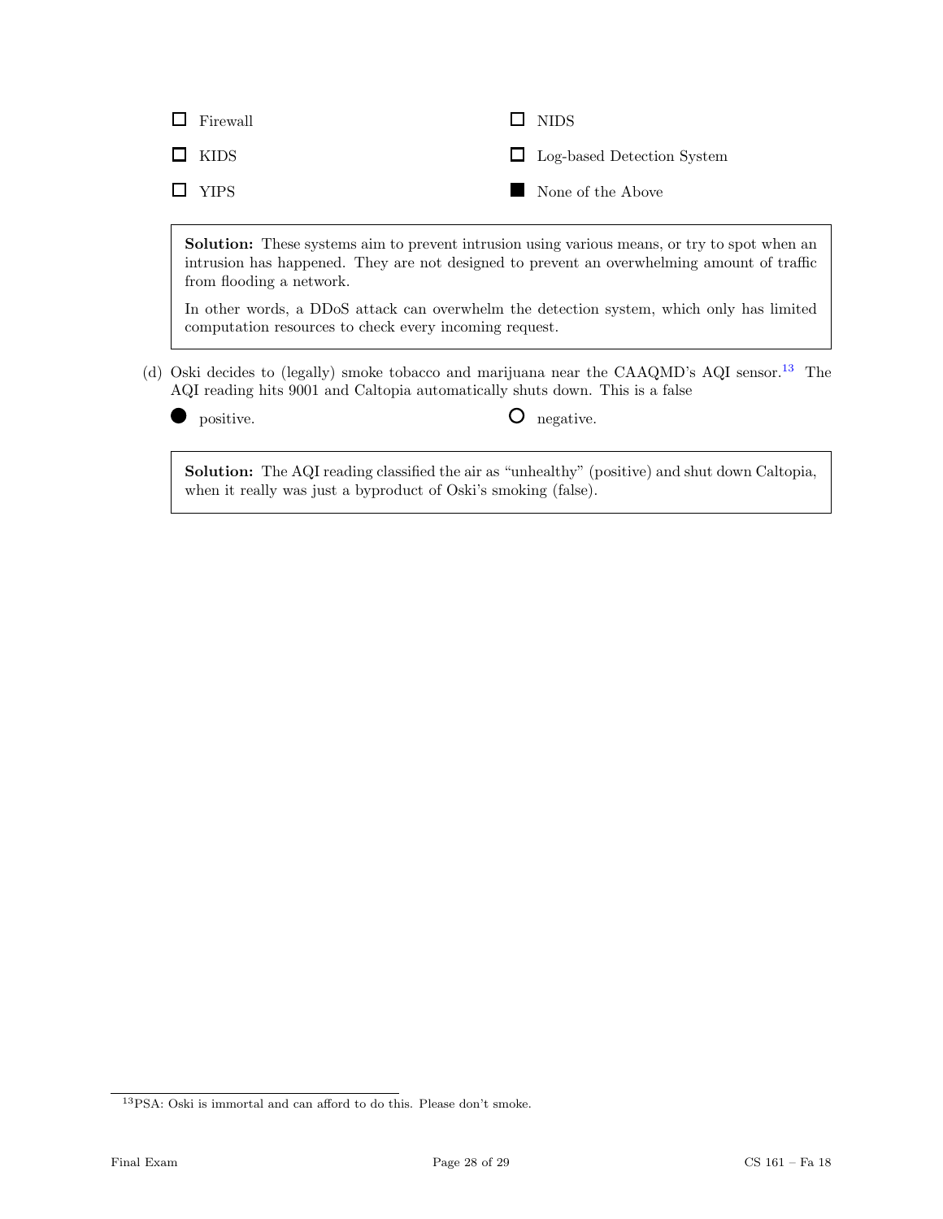- ☐ Firewall
- ☐ NIDS
- ☐ KIDS
- ☐ Log-based Detection System
- ☐ YIPS
- ■ None of the Above

**Solution:** These systems aim to prevent intrusion using various means, or try to spot when an intrusion has happened. They are not designed to prevent an overwhelming amount of traffic from flooding a network.

In other words, a DDoS attack can overwhelm the detection system, which only has limited computation resources to check every incoming request.

(d) Oski decides to (legally) smoke tobacco and marijuana near the CAAQMD's AQI sensor.[13] The AQI reading hits 9001 and Caltopia automatically shuts down. This is a false

- ● positive.
- ○ negative.

**Solution:** The AQI reading classified the air as "unhealthy" (positive) and shut down Caltopia, when it really was just a byproduct of Oski's smoking (false).

[13] PSA: Oski is immortal and can afford to do this. Please don't smoke.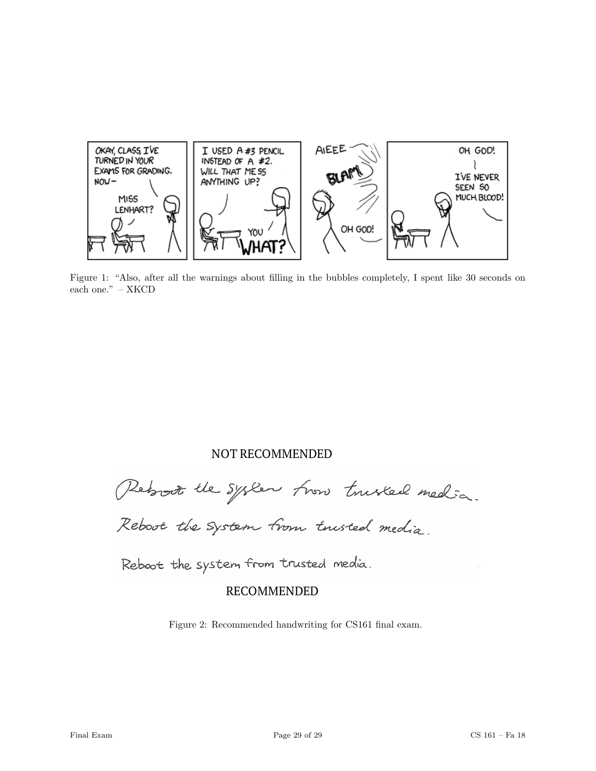Figure 1: "Also, after all the warnings about filling in the bubbles completely, I spent like 30 seconds on each one." – XKCD

Figure 2: Recommended handwriting for CS161 final exam.